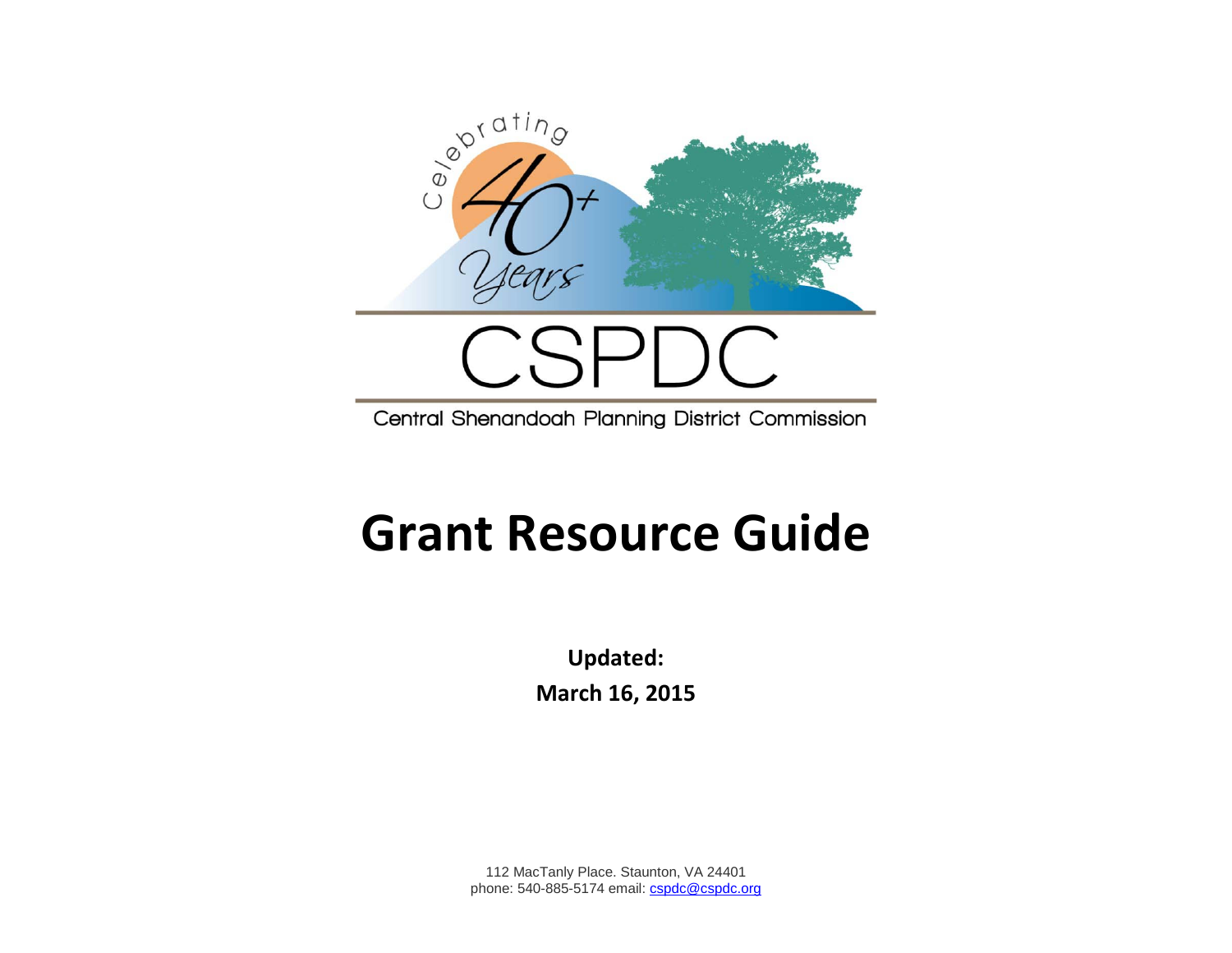Celebrating 40+ Years

CSPDC

Central Shenandoah Planning District Commission

# Grant Resource Guide

**Updated:**

**March 16, 2015**

112 MacTanly Place. Staunton, VA 24401
phone: 540-885-5174 email: cspdc@cspdc.org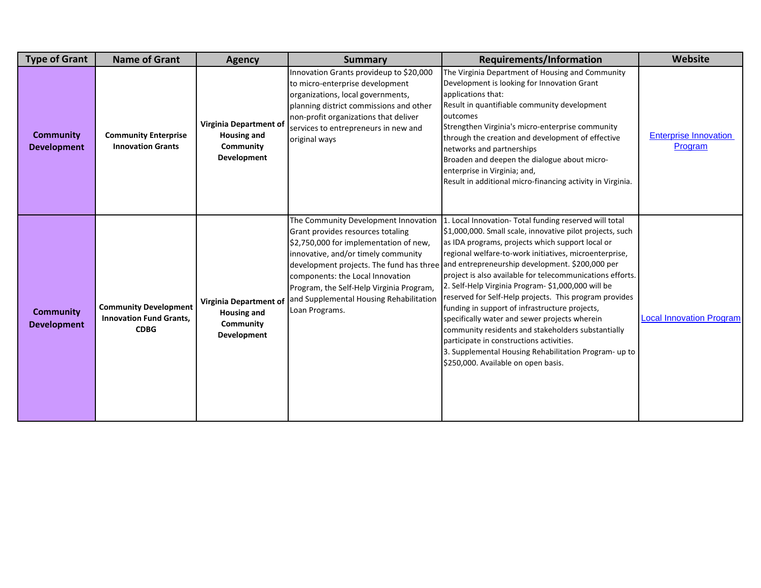| Type of Grant | Name of Grant | Agency | Summary | Requirements/Information | Website |
|---|---|---|---|---|---|
| **Community Development** | **Community Enterprise Innovation Grants** | **Virginia Department of Housing and Community Development** | Innovation Grants provideup to $20,000 to micro-enterprise development organizations, local governments, planning district commissions and other non-profit organizations that deliver services to entrepreneurs in new and original ways | The Virginia Department of Housing and Community Development is looking for Innovation Grant applications that:<br>Result in quantifiable community development outcomes<br>Strengthen Virginia's micro-enterprise community through the creation and development of effective networks and partnerships<br>Broaden and deepen the dialogue about micro-enterprise in Virginia; and,<br>Result in additional micro-financing activity in Virginia. | Enterprise Innovation Program |
| **Community Development** | **Community Development Innovation Fund Grants, CDBG** | **Virginia Department of Housing and Community Development** | The Community Development Innovation Grant provides resources totaling $2,750,000 for implementation of new, innovative, and/or timely community development projects. The fund has three components: the Local Innovation Program, the Self-Help Virginia Program, and Supplemental Housing Rehabilitation Loan Programs. | 1. Local Innovation- Total funding reserved will total $1,000,000. Small scale, innovative pilot projects, such as IDA programs, projects which support local or regional welfare-to-work initiatives, microenterprise, and entrepreneurship development. $200,000 per project is also available for telecommunications efforts.<br>2. Self-Help Virginia Program- $1,000,000 will be reserved for Self-Help projects. This program provides funding in support of infrastructure projects, specifically water and sewer projects wherein community residents and stakeholders substantially participate in constructions activities.<br>3. Supplemental Housing Rehabilitation Program- up to $250,000. Available on open basis. | Local Innovation Program |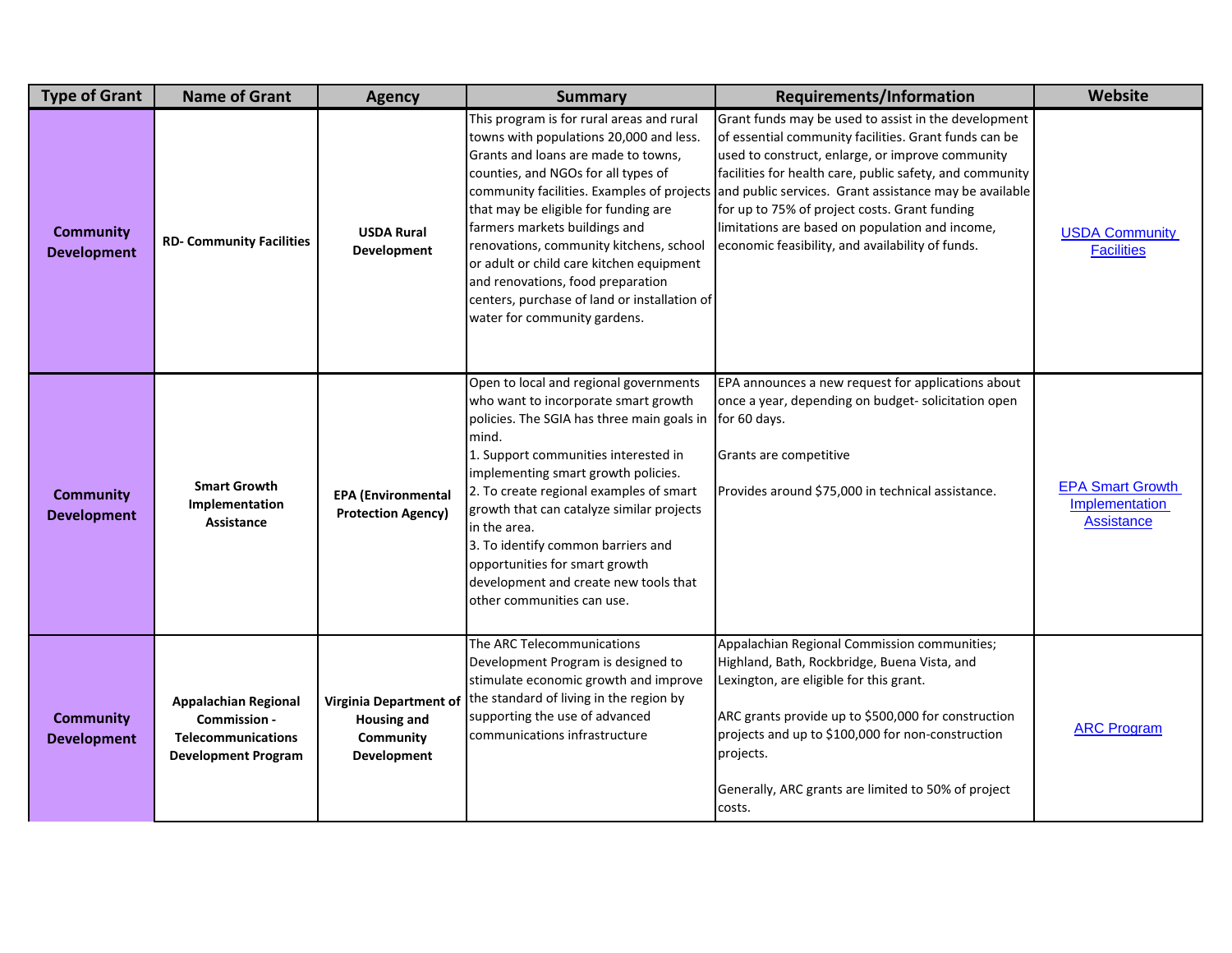| Type of Grant | Name of Grant | Agency | Summary | Requirements/Information | Website |
|---|---|---|---|---|---|
| **Community Development** | **RD- Community Facilities** | **USDA Rural Development** | This program is for rural areas and rural towns with populations 20,000 and less. Grants and loans are made to towns, counties, and NGOs for all types of community facilities. Examples of projects that may be eligible for funding are farmers markets buildings and renovations, community kitchens, school or adult or child care kitchen equipment and renovations, food preparation centers, purchase of land or installation of water for community gardens. | Grant funds may be used to assist in the development of essential community facilities. Grant funds can be used to construct, enlarge, or improve community facilities for health care, public safety, and community and public services. Grant assistance may be available for up to 75% of project costs. Grant funding limitations are based on population and income, economic feasibility, and availability of funds. | USDA Community Facilities |
| **Community Development** | **Smart Growth Implementation Assistance** | **EPA (Environmental Protection Agency)** | Open to local and regional governments who want to incorporate smart growth policies. The SGIA has three main goals in mind.<br>1. Support communities interested in implementing smart growth policies.<br>2. To create regional examples of smart growth that can catalyze similar projects in the area.<br>3. To identify common barriers and opportunities for smart growth development and create new tools that other communities can use. | EPA announces a new request for applications about once a year, depending on budget- solicitation open for 60 days.<br><br>Grants are competitive<br><br>Provides around $75,000 in technical assistance. | EPA Smart Growth Implementation Assistance |
| **Community Development** | **Appalachian Regional Commission - Telecommunications Development Program** | **Virginia Department of Housing and Community Development** | The ARC Telecommunications Development Program is designed to stimulate economic growth and improve the standard of living in the region by supporting the use of advanced communications infrastructure | Appalachian Regional Commission communities; Highland, Bath, Rockbridge, Buena Vista, and Lexington, are eligible for this grant.<br><br>ARC grants provide up to $500,000 for construction projects and up to $100,000 for non-construction projects.<br><br>Generally, ARC grants are limited to 50% of project costs. | ARC Program |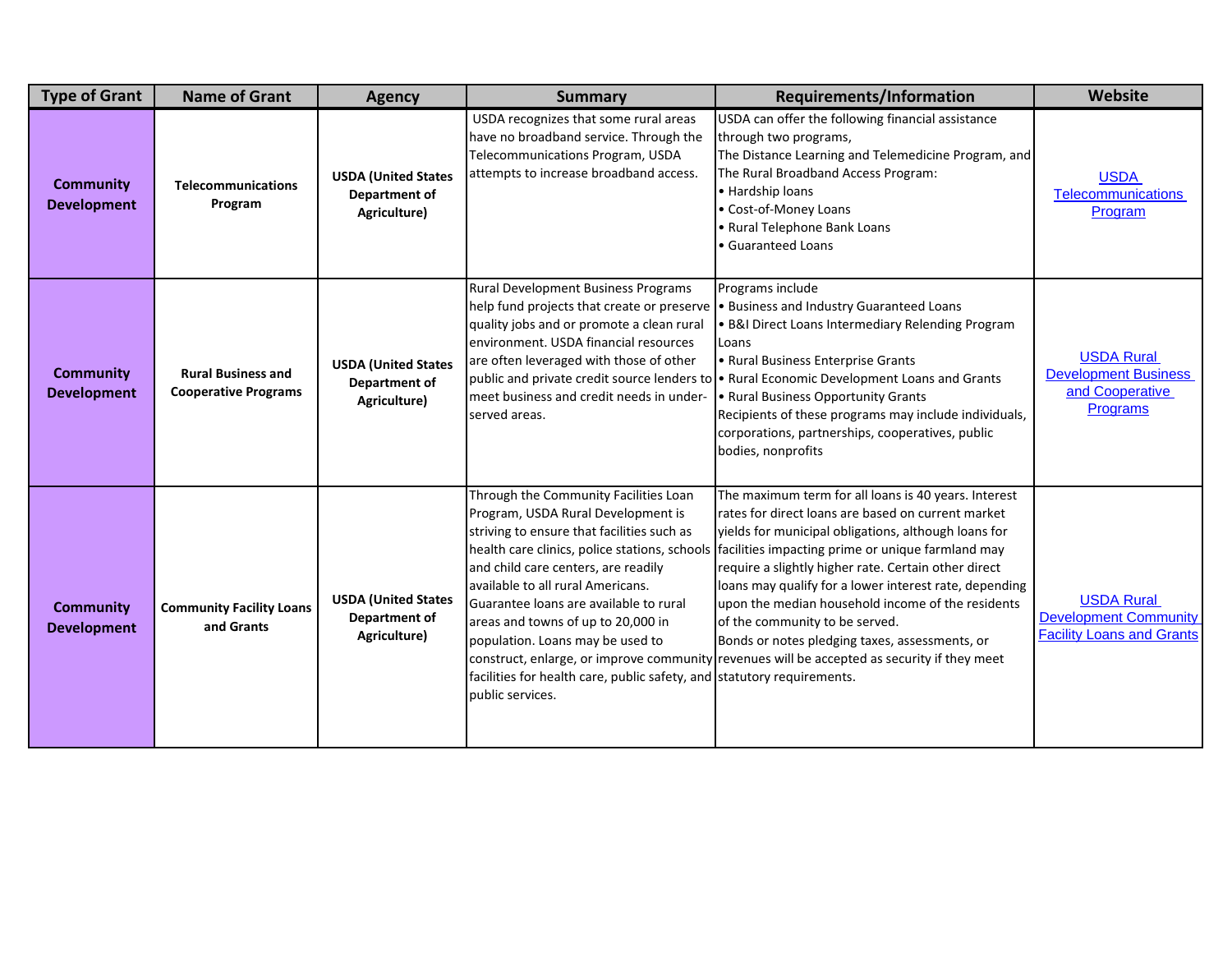| Type of Grant | Name of Grant | Agency | Summary | Requirements/Information | Website |
|---|---|---|---|---|---|
| **Community Development** | **Telecommunications Program** | **USDA (United States Department of Agriculture)** | USDA recognizes that some rural areas have no broadband service. Through the Telecommunications Program, USDA attempts to increase broadband access. | USDA can offer the following financial assistance through two programs, The Distance Learning and Telemedicine Program, and The Rural Broadband Access Program: • Hardship loans • Cost-of-Money Loans • Rural Telephone Bank Loans • Guaranteed Loans | USDA Telecommunications Program |
| **Community Development** | **Rural Business and Cooperative Programs** | **USDA (United States Department of Agriculture)** | Rural Development Business Programs help fund projects that create or preserve quality jobs and or promote a clean rural environment. USDA financial resources are often leveraged with those of other public and private credit source lenders to meet business and credit needs in under-served areas. | Programs include • Business and Industry Guaranteed Loans • B&I Direct Loans Intermediary Relending Program Loans • Rural Business Enterprise Grants • Rural Economic Development Loans and Grants • Rural Business Opportunity Grants Recipients of these programs may include individuals, corporations, partnerships, cooperatives, public bodies, nonprofits | USDA Rural Development Business and Cooperative Programs |
| **Community Development** | **Community Facility Loans and Grants** | **USDA (United States Department of Agriculture)** | Through the Community Facilities Loan Program, USDA Rural Development is striving to ensure that facilities such as health care clinics, police stations, schools and child care centers, are readily available to all rural Americans. Guarantee loans are available to rural areas and towns of up to 20,000 in population. Loans may be used to construct, enlarge, or improve community facilities for health care, public safety, and public services. | The maximum term for all loans is 40 years. Interest rates for direct loans are based on current market yields for municipal obligations, although loans for facilities impacting prime or unique farmland may require a slightly higher rate. Certain other direct loans may qualify for a lower interest rate, depending upon the median household income of the residents of the community to be served. Bonds or notes pledging taxes, assessments, or revenues will be accepted as security if they meet statutory requirements. | USDA Rural Development Community Facility Loans and Grants |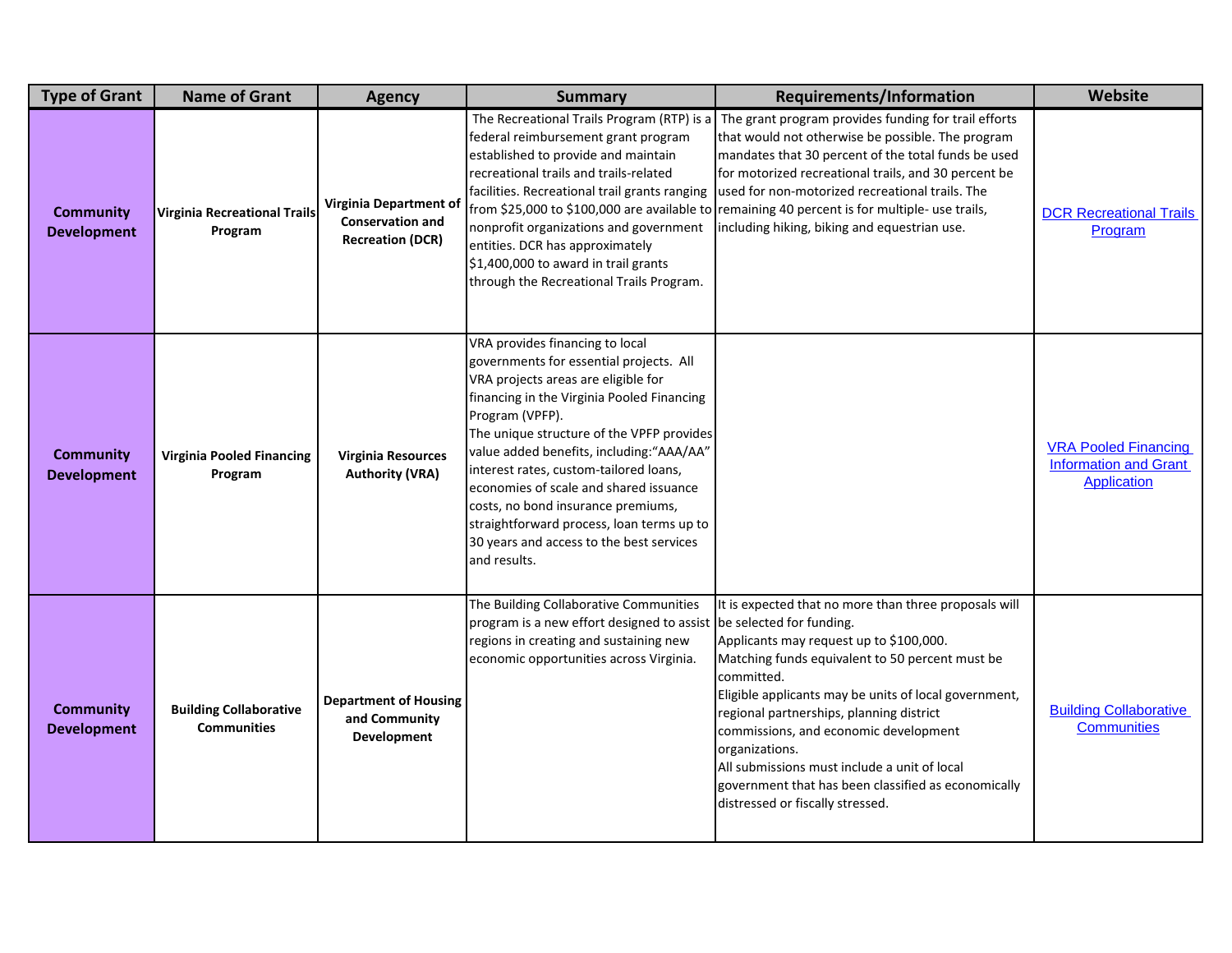| Type of Grant | Name of Grant | Agency | Summary | Requirements/Information | Website |
|---|---|---|---|---|---|
| Community Development | Virginia Recreational Trails Program | Virginia Department of Conservation and Recreation (DCR) | The Recreational Trails Program (RTP) is a federal reimbursement grant program established to provide and maintain recreational trails and trails-related facilities. Recreational trail grants ranging from $25,000 to $100,000 are available to nonprofit organizations and government entities. DCR has approximately $1,400,000 to award in trail grants through the Recreational Trails Program. | The grant program provides funding for trail efforts that would not otherwise be possible. The program mandates that 30 percent of the total funds be used for motorized recreational trails, and 30 percent be used for non-motorized recreational trails. The remaining 40 percent is for multiple- use trails, including hiking, biking and equestrian use. | DCR Recreational Trails Program |
| Community Development | Virginia Pooled Financing Program | Virginia Resources Authority (VRA) | VRA provides financing to local governments for essential projects. All VRA projects areas are eligible for financing in the Virginia Pooled Financing Program (VPFP).<br>The unique structure of the VPFP provides value added benefits, including:"AAA/AA" interest rates, custom-tailored loans, economies of scale and shared issuance costs, no bond insurance premiums, straightforward process, loan terms up to 30 years and access to the best services and results. | | VRA Pooled Financing Information and Grant Application |
| Community Development | Building Collaborative Communities | Department of Housing and Community Development | The Building Collaborative Communities program is a new effort designed to assist regions in creating and sustaining new economic opportunities across Virginia. | It is expected that no more than three proposals will be selected for funding.<br>Applicants may request up to $100,000.<br>Matching funds equivalent to 50 percent must be committed.<br>Eligible applicants may be units of local government, regional partnerships, planning district commissions, and economic development organizations.<br>All submissions must include a unit of local government that has been classified as economically distressed or fiscally stressed. | Building Collaborative Communities |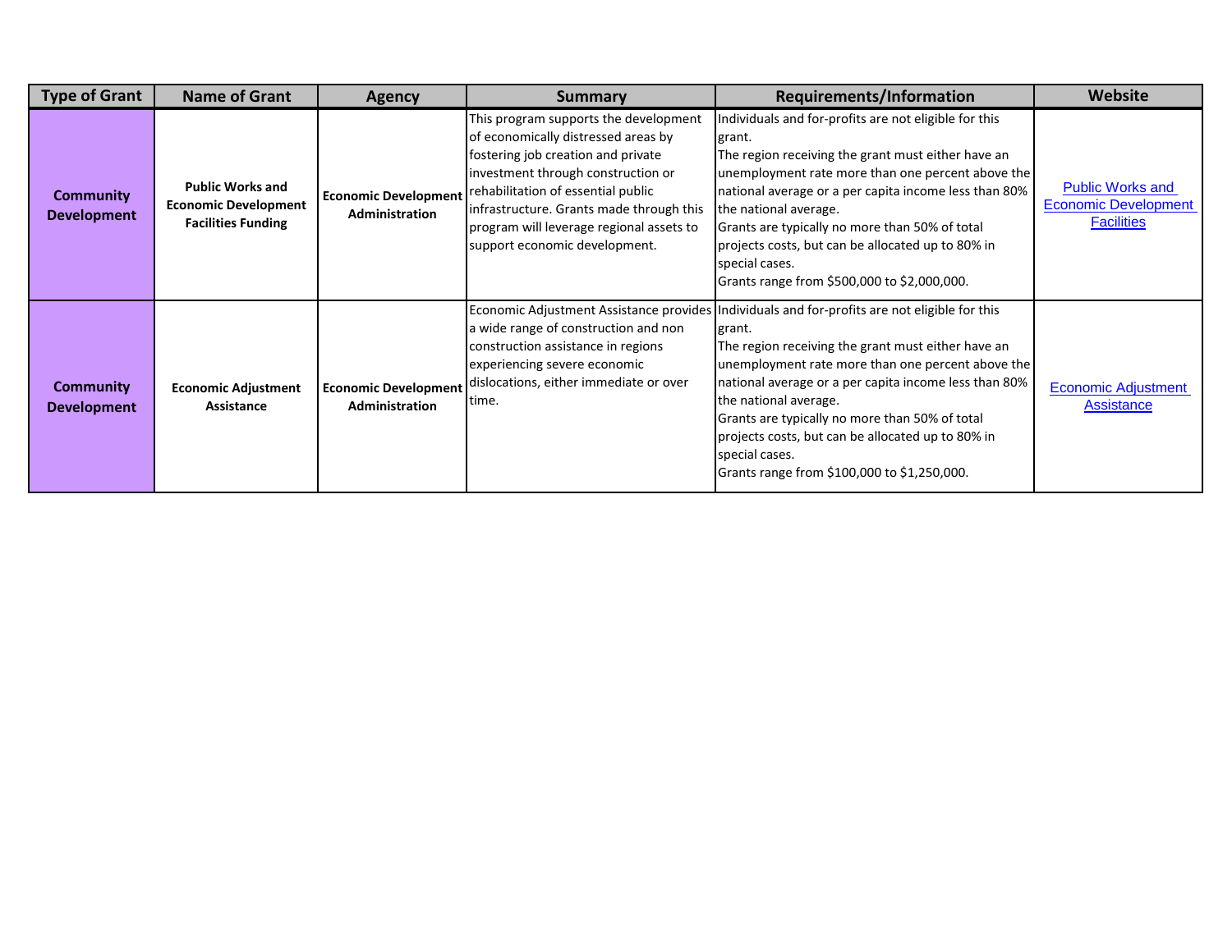| Type of Grant | Name of Grant | Agency | Summary | Requirements/Information | Website |
|---|---|---|---|---|---|
| **Community Development** | **Public Works and Economic Development Facilities Funding** | **Economic Development Administration** | This program supports the development of economically distressed areas by fostering job creation and private investment through construction or rehabilitation of essential public infrastructure. Grants made through this program will leverage regional assets to support economic development. | Individuals and for-profits are not eligible for this grant.<br>The region receiving the grant must either have an unemployment rate more than one percent above the national average or a per capita income less than 80% the national average.<br>Grants are typically no more than 50% of total projects costs, but can be allocated up to 80% in special cases.<br>Grants range from $500,000 to $2,000,000. | Public Works and Economic Development Facilities |
| **Community Development** | **Economic Adjustment Assistance** | **Economic Development Administration** | Economic Adjustment Assistance provides a wide range of construction and non construction assistance in regions experiencing severe economic dislocations, either immediate or over time. | Individuals and for-profits are not eligible for this grant.<br>The region receiving the grant must either have an unemployment rate more than one percent above the national average or a per capita income less than 80% the national average.<br>Grants are typically no more than 50% of total projects costs, but can be allocated up to 80% in special cases.<br>Grants range from $100,000 to $1,250,000. | Economic Adjustment Assistance |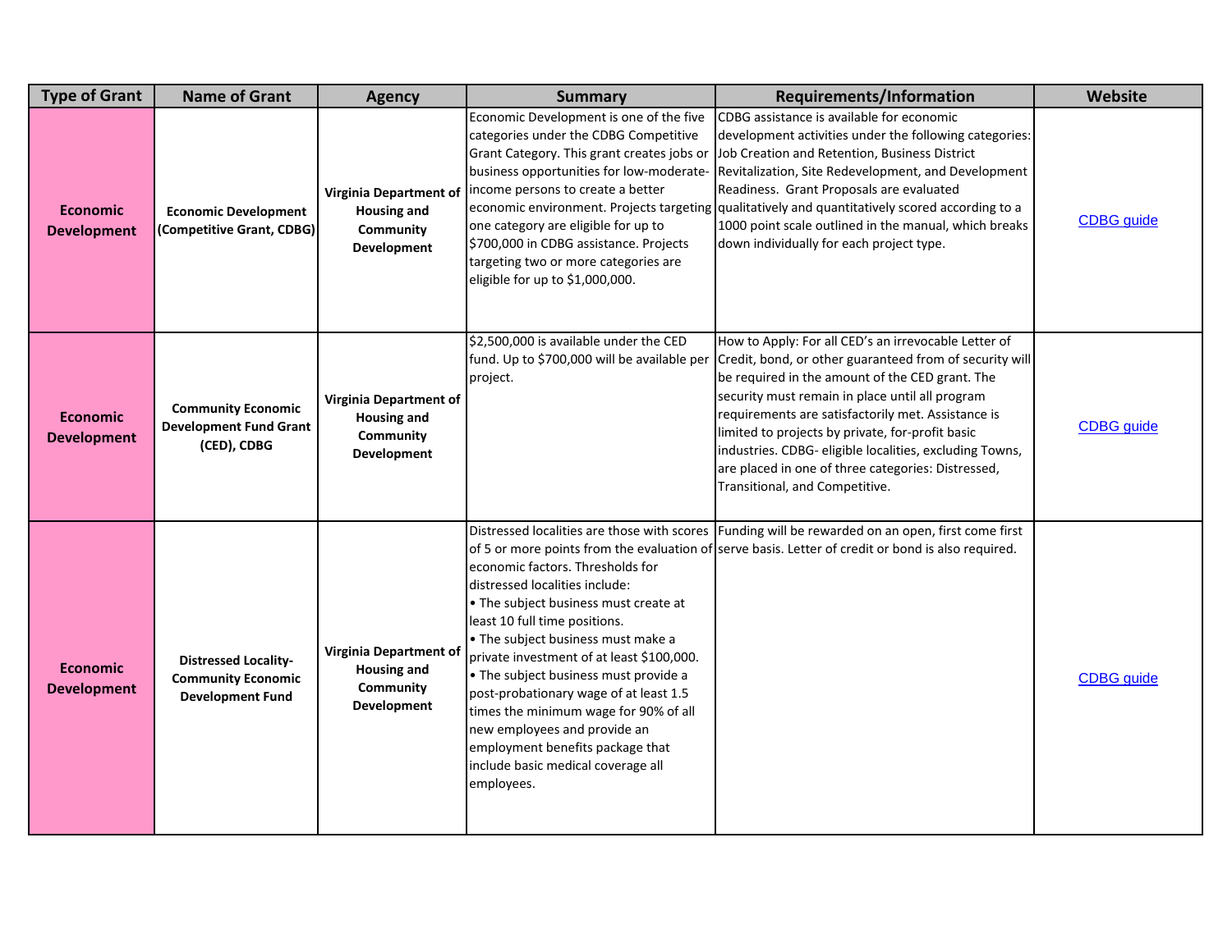| Type of Grant | Name of Grant | Agency | Summary | Requirements/Information | Website |
|---|---|---|---|---|---|
| **Economic Development** | **Economic Development (Competitive Grant, CDBG)** | **Virginia Department of Housing and Community Development** | Economic Development is one of the five categories under the CDBG Competitive Grant Category. This grant creates jobs or business opportunities for low-moderate-income persons to create a better economic environment. Projects targeting one category are eligible for up to $700,000 in CDBG assistance. Projects targeting two or more categories are eligible for up to $1,000,000. | CDBG assistance is available for economic development activities under the following categories: Job Creation and Retention, Business District Revitalization, Site Redevelopment, and Development Readiness. Grant Proposals are evaluated qualitatively and quantitatively scored according to a 1000 point scale outlined in the manual, which breaks down individually for each project type. | CDBG guide |
| **Economic Development** | **Community Economic Development Fund Grant (CED), CDBG** | **Virginia Department of Housing and Community Development** | $2,500,000 is available under the CED fund. Up to $700,000 will be available per project. | How to Apply: For all CED's an irrevocable Letter of Credit, bond, or other guaranteed from of security will be required in the amount of the CED grant. The security must remain in place until all program requirements are satisfactorily met. Assistance is limited to projects by private, for-profit basic industries. CDBG- eligible localities, excluding Towns, are placed in one of three categories: Distressed, Transitional, and Competitive. | CDBG guide |
| **Economic Development** | **Distressed Locality-Community Economic Development Fund** | **Virginia Department of Housing and Community Development** | Distressed localities are those with scores of 5 or more points from the evaluation of economic factors. Thresholds for distressed localities include:<br>• The subject business must create at least 10 full time positions.<br>• The subject business must make a private investment of at least $100,000.<br>• The subject business must provide a post-probationary wage of at least 1.5 times the minimum wage for 90% of all new employees and provide an employment benefits package that include basic medical coverage all employees. | Funding will be rewarded on an open, first come first serve basis. Letter of credit or bond is also required. | CDBG guide |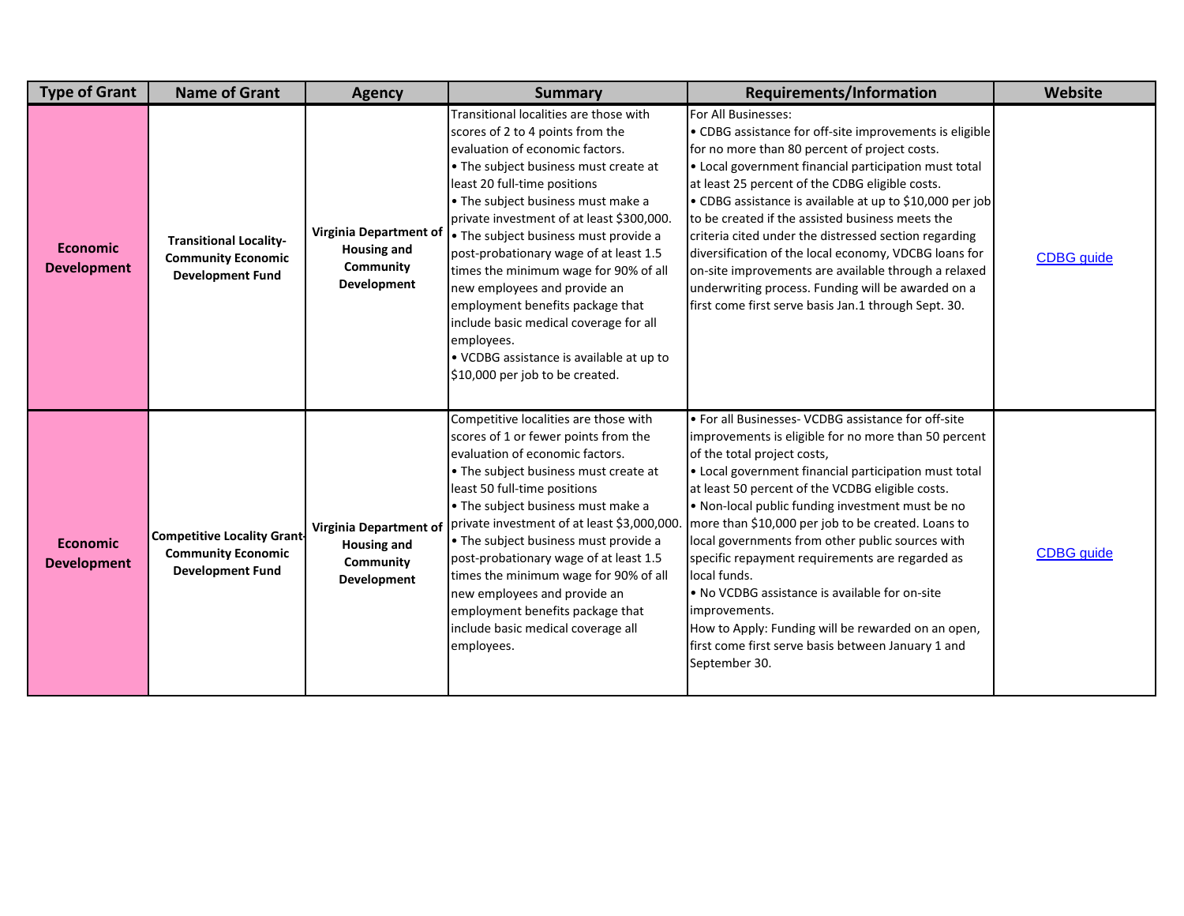| Type of Grant | Name of Grant | Agency | Summary | Requirements/Information | Website |
|---|---|---|---|---|---|
| **Economic Development** | **Transitional Locality-Community Economic Development Fund** | **Virginia Department of Housing and Community Development** | Transitional localities are those with scores of 2 to 4 points from the evaluation of economic factors.<br>• The subject business must create at least 20 full-time positions<br>• The subject business must make a private investment of at least $300,000.<br>• The subject business must provide a post-probationary wage of at least 1.5 times the minimum wage for 90% of all new employees and provide an employment benefits package that include basic medical coverage for all employees.<br>• VCDBG assistance is available at up to $10,000 per job to be created. | For All Businesses:<br>• CDBG assistance for off-site improvements is eligible for no more than 80 percent of project costs.<br>• Local government financial participation must total at least 25 percent of the CDBG eligible costs.<br>• CDBG assistance is available at up to $10,000 per job to be created if the assisted business meets the criteria cited under the distressed section regarding diversification of the local economy, VDCBG loans for on-site improvements are available through a relaxed underwriting process. Funding will be awarded on a first come first serve basis Jan.1 through Sept. 30. | CDBG guide |
| **Economic Development** | **Competitive Locality Grant-Community Economic Development Fund** | **Virginia Department of Housing and Community Development** | Competitive localities are those with scores of 1 or fewer points from the evaluation of economic factors.<br>• The subject business must create at least 50 full-time positions<br>• The subject business must make a private investment of at least $3,000,000.<br>• The subject business must provide a post-probationary wage of at least 1.5 times the minimum wage for 90% of all new employees and provide an employment benefits package that include basic medical coverage all employees. | • For all Businesses- VCDBG assistance for off-site improvements is eligible for no more than 50 percent of the total project costs,<br>• Local government financial participation must total at least 50 percent of the VCDBG eligible costs.<br>• Non-local public funding investment must be no more than $10,000 per job to be created. Loans to local governments from other public sources with specific repayment requirements are regarded as local funds.<br>• No VCDBG assistance is available for on-site improvements.<br>How to Apply: Funding will be rewarded on an open, first come first serve basis between January 1 and September 30. | CDBG guide |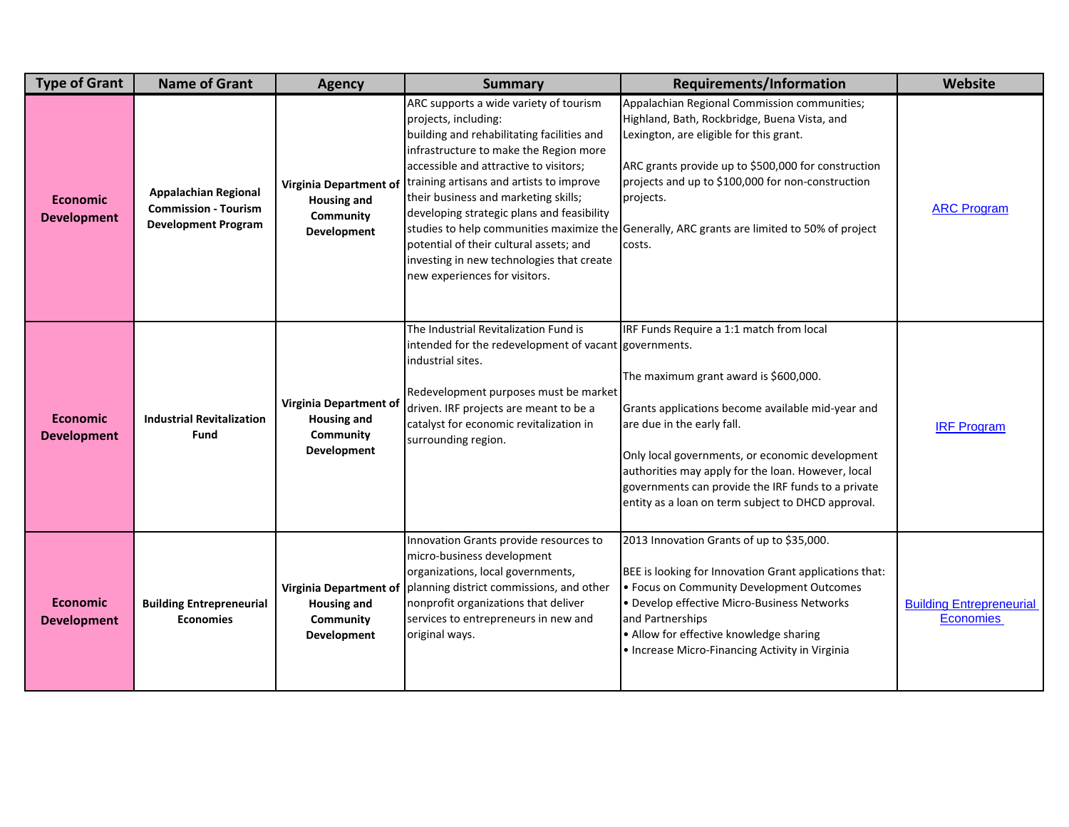| Type of Grant | Name of Grant | Agency | Summary | Requirements/Information | Website |
|---|---|---|---|---|---|
| **Economic Development** | **Appalachian Regional Commission - Tourism Development Program** | **Virginia Department of Housing and Community Development** | ARC supports a wide variety of tourism projects, including: building and rehabilitating facilities and infrastructure to make the Region more accessible and attractive to visitors; training artisans and artists to improve their business and marketing skills; developing strategic plans and feasibility studies to help communities maximize the potential of their cultural assets; and investing in new technologies that create new experiences for visitors. | Appalachian Regional Commission communities; Highland, Bath, Rockbridge, Buena Vista, and Lexington, are eligible for this grant.<br><br>ARC grants provide up to $500,000 for construction projects and up to $100,000 for non-construction projects.<br><br>Generally, ARC grants are limited to 50% of project costs. | ARC Program |
| **Economic Development** | **Industrial Revitalization Fund** | **Virginia Department of Housing and Community Development** | The Industrial Revitalization Fund is intended for the redevelopment of vacant industrial sites.<br><br>Redevelopment purposes must be market driven. IRF projects are meant to be a catalyst for economic revitalization in surrounding region. | IRF Funds Require a 1:1 match from local governments.<br><br>The maximum grant award is $600,000.<br><br>Grants applications become available mid-year and are due in the early fall.<br><br>Only local governments, or economic development authorities may apply for the loan. However, local governments can provide the IRF funds to a private entity as a loan on term subject to DHCD approval. | IRF Program |
| **Economic Development** | **Building Entrepreneurial Economies** | **Virginia Department of Housing and Community Development** | Innovation Grants provide resources to micro-business development organizations, local governments, planning district commissions, and other nonprofit organizations that deliver services to entrepreneurs in new and original ways. | 2013 Innovation Grants of up to $35,000.<br><br>BEE is looking for Innovation Grant applications that:<br>• Focus on Community Development Outcomes<br>• Develop effective Micro-Business Networks and Partnerships<br>• Allow for effective knowledge sharing<br>• Increase Micro-Financing Activity in Virginia | Building Entrepreneurial Economies |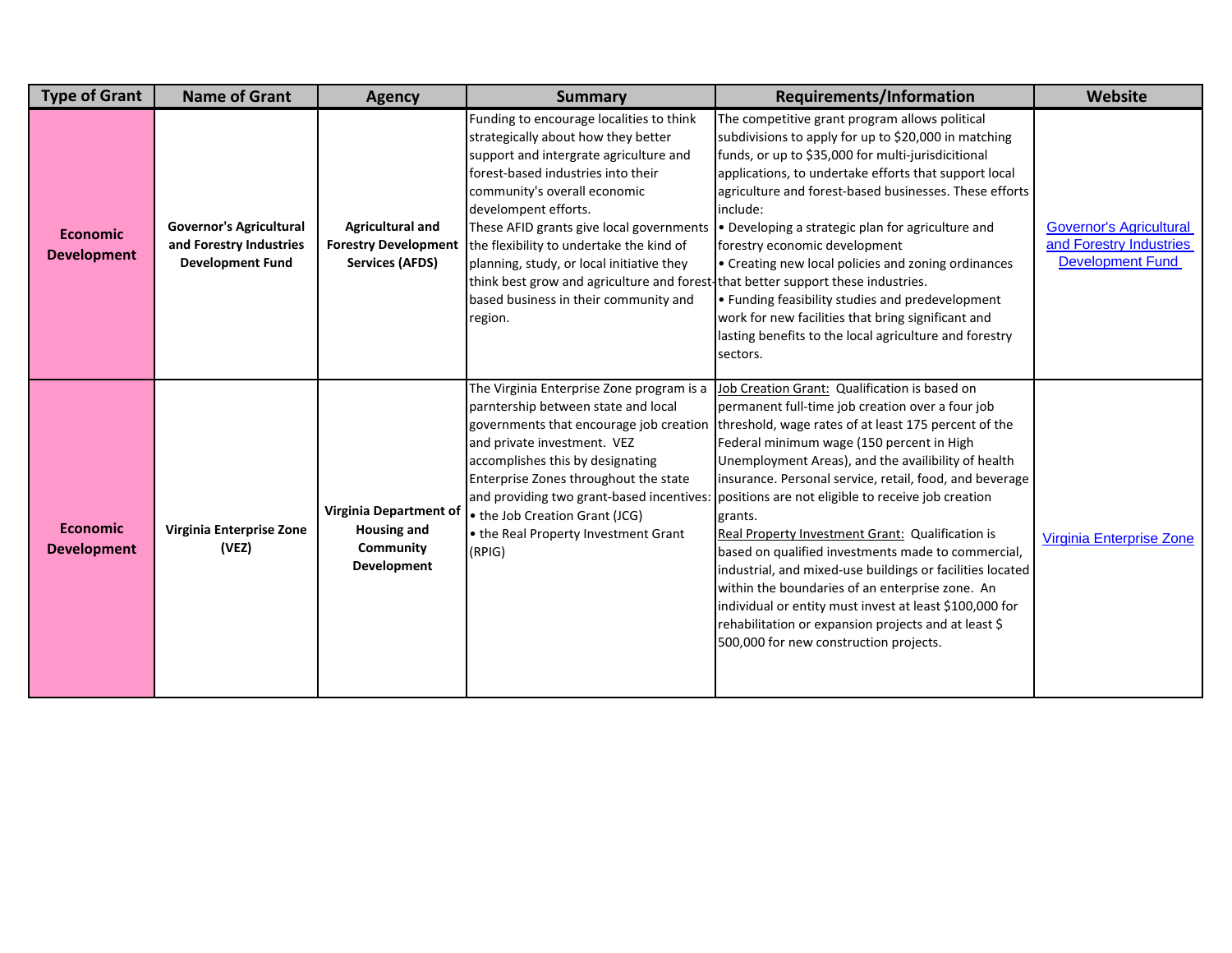| Type of Grant | Name of Grant | Agency | Summary | Requirements/Information | Website |
|---|---|---|---|---|---|
| **Economic Development** | **Governor's Agricultural and Forestry Industries Development Fund** | **Agricultural and Forestry Development Services (AFDS)** | Funding to encourage localities to think strategically about how they better support and intergrate agriculture and forest-based industries into their community's overall economic development efforts. These AFID grants give local governments the flexibility to undertake the kind of planning, study, or local initiative they think best grow and agriculture and forest-based business in their community and region. | The competitive grant program allows political subdivisions to apply for up to $20,000 in matching funds, or up to $35,000 for multi-jurisdicitional applications, to undertake efforts that support local agriculture and forest-based businesses. These efforts include: • Developing a strategic plan for agriculture and forestry economic development • Creating new local policies and zoning ordinances that better support these industries. • Funding feasibility studies and predevelopment work for new facilities that bring significant and lasting benefits to the local agriculture and forestry sectors. | Governor's Agricultural and Forestry Industries Development Fund |
| **Economic Development** | **Virginia Enterprise Zone (VEZ)** | **Virginia Department of Housing and Community Development** | The Virginia Enterprise Zone program is a parntership between state and local governments that encourage job creation and private investment. VEZ accomplishes this by designating Enterprise Zones throughout the state and providing two grant-based incentives: • the Job Creation Grant (JCG) • the Real Property Investment Grant (RPIG) | Job Creation Grant: Qualification is based on permanent full-time job creation over a four job threshold, wage rates of at least 175 percent of the Federal minimum wage (150 percent in High Unemployment Areas), and the availibility of health insurance. Personal service, retail, food, and beverage positions are not eligible to receive job creation grants. Real Property Investment Grant: Qualification is based on qualified investments made to commercial, industrial, and mixed-use buildings or facilities located within the boundaries of an enterprise zone. An individual or entity must invest at least $100,000 for rehabilitation or expansion projects and at least $ 500,000 for new construction projects. | Virginia Enterprise Zone |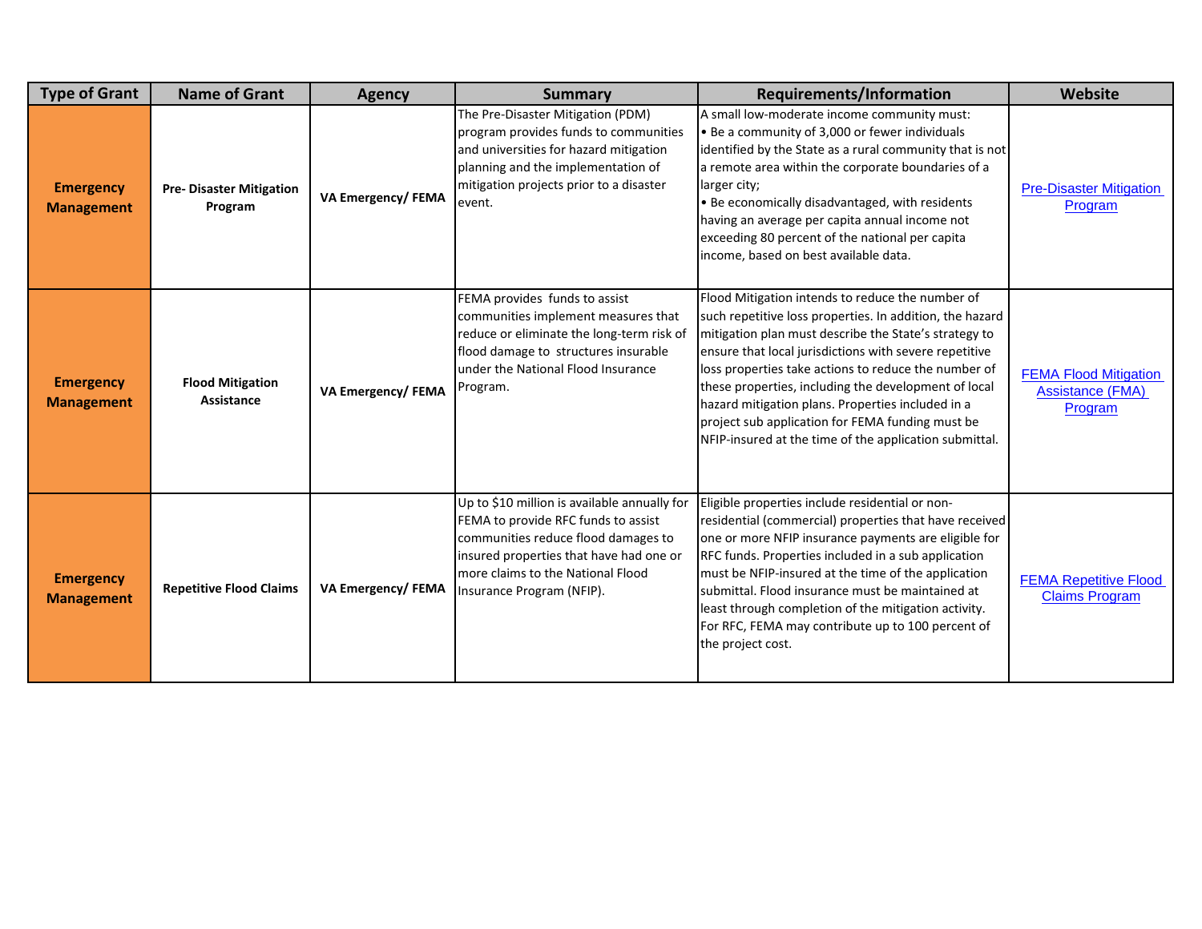| Type of Grant | Name of Grant | Agency | Summary | Requirements/Information | Website |
|---|---|---|---|---|---|
| **Emergency Management** | **Pre- Disaster Mitigation Program** | **VA Emergency/ FEMA** | The Pre-Disaster Mitigation (PDM) program provides funds to communities and universities for hazard mitigation planning and the implementation of mitigation projects prior to a disaster event. | A small low-moderate income community must:<br>• Be a community of 3,000 or fewer individuals identified by the State as a rural community that is not a remote area within the corporate boundaries of a larger city;<br>• Be economically disadvantaged, with residents having an average per capita annual income not exceeding 80 percent of the national per capita income, based on best available data. | Pre-Disaster Mitigation Program |
| **Emergency Management** | **Flood Mitigation Assistance** | **VA Emergency/ FEMA** | FEMA provides funds to assist communities implement measures that reduce or eliminate the long-term risk of flood damage to structures insurable under the National Flood Insurance Program. | Flood Mitigation intends to reduce the number of such repetitive loss properties. In addition, the hazard mitigation plan must describe the State's strategy to ensure that local jurisdictions with severe repetitive loss properties take actions to reduce the number of these properties, including the development of local hazard mitigation plans. Properties included in a project sub application for FEMA funding must be NFIP-insured at the time of the application submittal. | FEMA Flood Mitigation Assistance (FMA) Program |
| **Emergency Management** | **Repetitive Flood Claims** | **VA Emergency/ FEMA** | Up to $10 million is available annually for FEMA to provide RFC funds to assist communities reduce flood damages to insured properties that have had one or more claims to the National Flood Insurance Program (NFIP). | Eligible properties include residential or non-residential (commercial) properties that have received one or more NFIP insurance payments are eligible for RFC funds. Properties included in a sub application must be NFIP-insured at the time of the application submittal. Flood insurance must be maintained at least through completion of the mitigation activity. For RFC, FEMA may contribute up to 100 percent of the project cost. | FEMA Repetitive Flood Claims Program |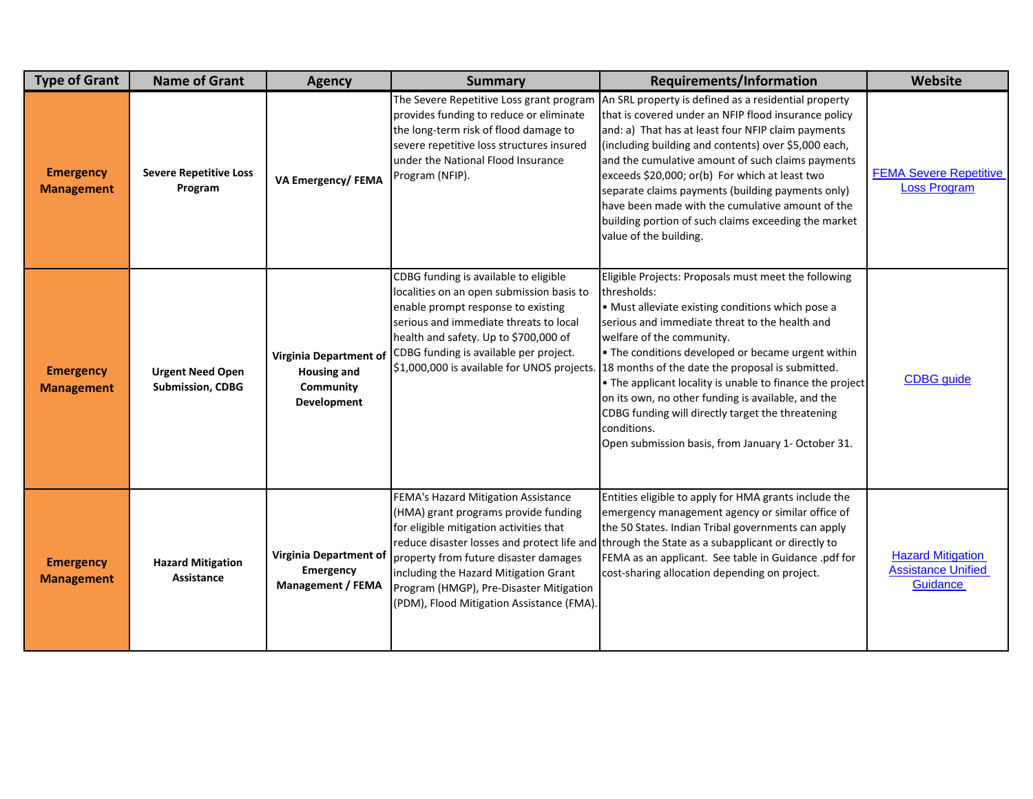| Type of Grant | Name of Grant | Agency | Summary | Requirements/Information | Website |
|---|---|---|---|---|---|
| **Emergency Management** | **Severe Repetitive Loss Program** | **VA Emergency/ FEMA** | The Severe Repetitive Loss grant program provides funding to reduce or eliminate the long-term risk of flood damage to severe repetitive loss structures insured under the National Flood Insurance Program (NFIP). | An SRL property is defined as a residential property that is covered under an NFIP flood insurance policy and: a) That has at least four NFIP claim payments (including building and contents) over $5,000 each, and the cumulative amount of such claims payments exceeds $20,000; or(b) For which at least two separate claims payments (building payments only) have been made with the cumulative amount of the building portion of such claims exceeding the market value of the building. | FEMA Severe Repetitive Loss Program |
| **Emergency Management** | **Urgent Need Open Submission, CDBG** | **Virginia Department of Housing and Community Development** | CDBG funding is available to eligible localities on an open submission basis to enable prompt response to existing serious and immediate threats to local health and safety. Up to $700,000 of CDBG funding is available per project. $1,000,000 is available for UNOS projects. | Eligible Projects: Proposals must meet the following thresholds:<br>• Must alleviate existing conditions which pose a serious and immediate threat to the health and welfare of the community.<br>• The conditions developed or became urgent within 18 months of the date the proposal is submitted.<br>• The applicant locality is unable to finance the project on its own, no other funding is available, and the CDBG funding will directly target the threatening conditions.<br>Open submission basis, from January 1- October 31. | CDBG guide |
| **Emergency Management** | **Hazard Mitigation Assistance** | **Virginia Department of Emergency Management / FEMA** | FEMA's Hazard Mitigation Assistance (HMA) grant programs provide funding for eligible mitigation activities that reduce disaster losses and protect life and property from future disaster damages including the Hazard Mitigation Grant Program (HMGP), Pre-Disaster Mitigation (PDM), Flood Mitigation Assistance (FMA). | Entities eligible to apply for HMA grants include the emergency management agency or similar office of the 50 States. Indian Tribal governments can apply through the State as a subapplicant or directly to FEMA as an applicant. See table in Guidance .pdf for cost-sharing allocation depending on project. | Hazard Mitigation Assistance Unified Guidance |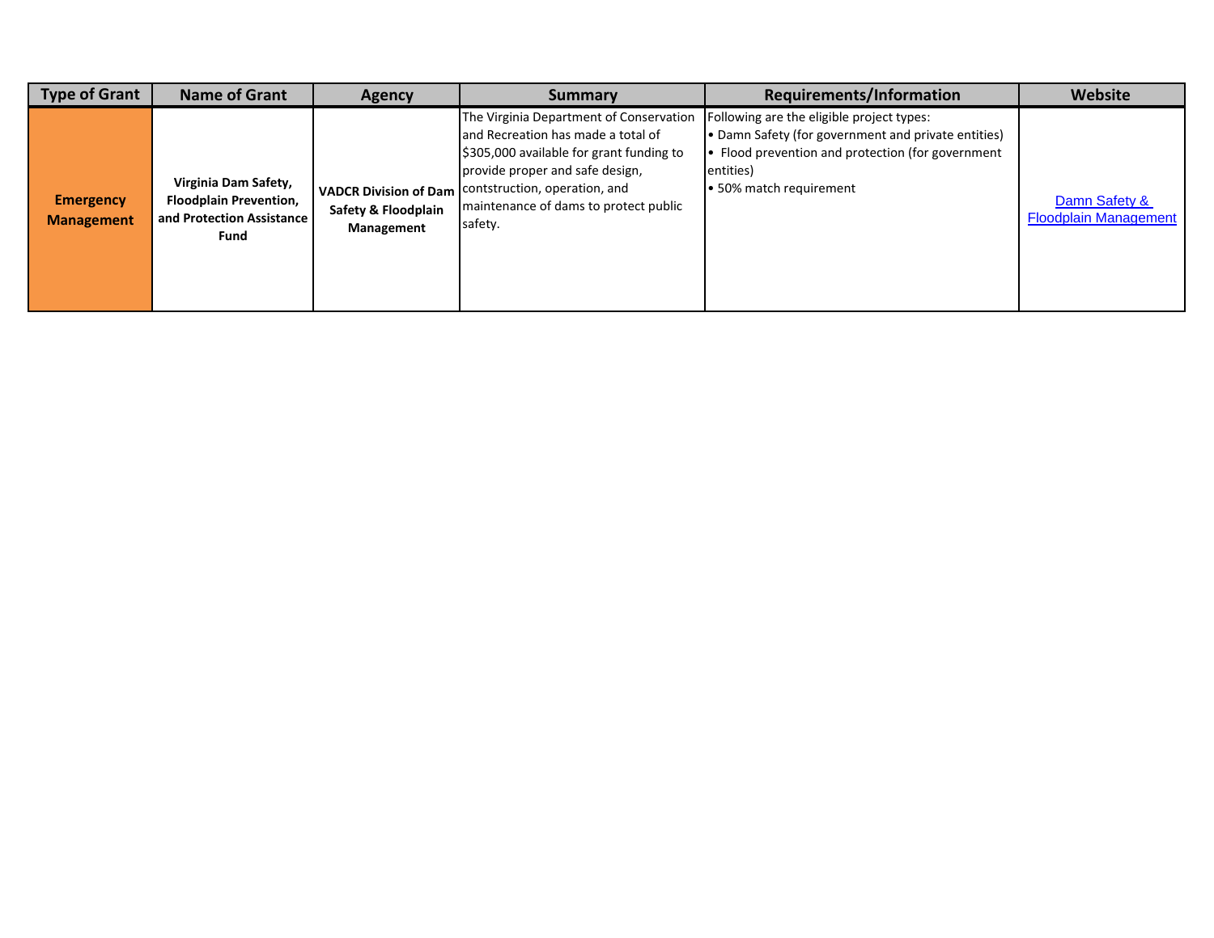| Type of Grant | Name of Grant | Agency | Summary | Requirements/Information | Website |
|---|---|---|---|---|---|
| **Emergency Management** | **Virginia Dam Safety, Floodplain Prevention, and Protection Assistance Fund** | **VADCR Division of Dam Safety & Floodplain Management** | The Virginia Department of Conservation and Recreation has made a total of $305,000 available for grant funding to provide proper and safe design, contstruction, operation, and maintenance of dams to protect public safety. | Following are the eligible project types:<br>• Damn Safety (for government and private entities)<br>• Flood prevention and protection (for government entities)<br>• 50% match requirement | Damn Safety & Floodplain Management |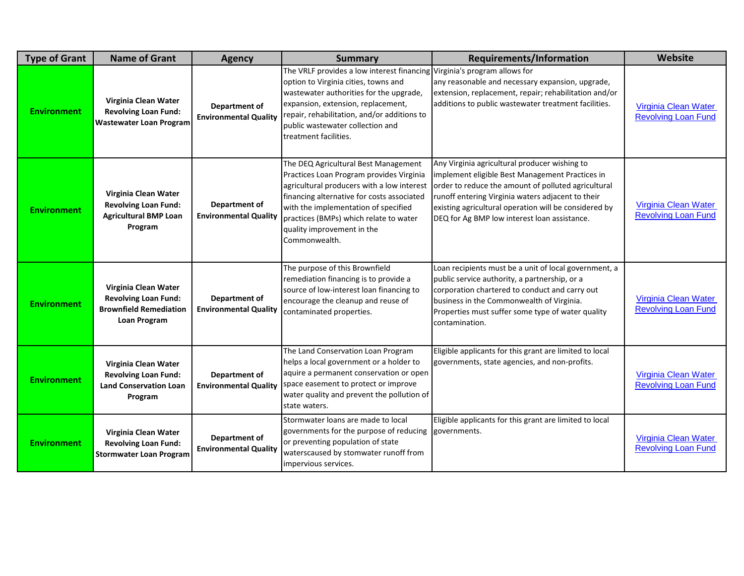| Type of Grant | Name of Grant | Agency | Summary | Requirements/Information | Website |
|---|---|---|---|---|---|
| **Environment** | **Virginia Clean Water Revolving Loan Fund: Wastewater Loan Program** | **Department of Environmental Quality** | The VRLF provides a low interest financing option to Virginia cities, towns and wastewater authorities for the upgrade, expansion, extension, replacement, repair, rehabilitation, and/or additions to public wastewater collection and treatment facilities. | Virginia's program allows for any reasonable and necessary expansion, upgrade, extension, replacement, repair; rehabilitation and/or additions to public wastewater treatment facilities. | Virginia Clean Water Revolving Loan Fund |
| **Environment** | **Virginia Clean Water Revolving Loan Fund: Agricultural BMP Loan Program** | **Department of Environmental Quality** | The DEQ Agricultural Best Management Practices Loan Program provides Virginia agricultural producers with a low interest financing alternative for costs associated with the implementation of specified practices (BMPs) which relate to water quality improvement in the Commonwealth. | Any Virginia agricultural producer wishing to implement eligible Best Management Practices in order to reduce the amount of polluted agricultural runoff entering Virginia waters adjacent to their existing agricultural operation will be considered by DEQ for Ag BMP low interest loan assistance. | Virginia Clean Water Revolving Loan Fund |
| **Environment** | **Virginia Clean Water Revolving Loan Fund: Brownfield Remediation Loan Program** | **Department of Environmental Quality** | The purpose of this Brownfield remediation financing is to provide a source of low-interest loan financing to encourage the cleanup and reuse of contaminated properties. | Loan recipients must be a unit of local government, a public service authority, a partnership, or a corporation chartered to conduct and carry out business in the Commonwealth of Virginia. Properties must suffer some type of water quality contamination. | Virginia Clean Water Revolving Loan Fund |
| **Environment** | **Virginia Clean Water Revolving Loan Fund: Land Conservation Loan Program** | **Department of Environmental Quality** | The Land Conservation Loan Program helps a local government or a holder to aquire a permanent conservation or open space easement to protect or improve water quality and prevent the pollution of state waters. | Eligible applicants for this grant are limited to local governments, state agencies, and non-profits. | Virginia Clean Water Revolving Loan Fund |
| **Environment** | **Virginia Clean Water Revolving Loan Fund: Stormwater Loan Program** | **Department of Environmental Quality** | Stormwater loans are made to local governments for the purpose of reducing or preventing population of state waterscaused by stomwater runoff from impervious services. | Eligible applicants for this grant are limited to local governments. | Virginia Clean Water Revolving Loan Fund |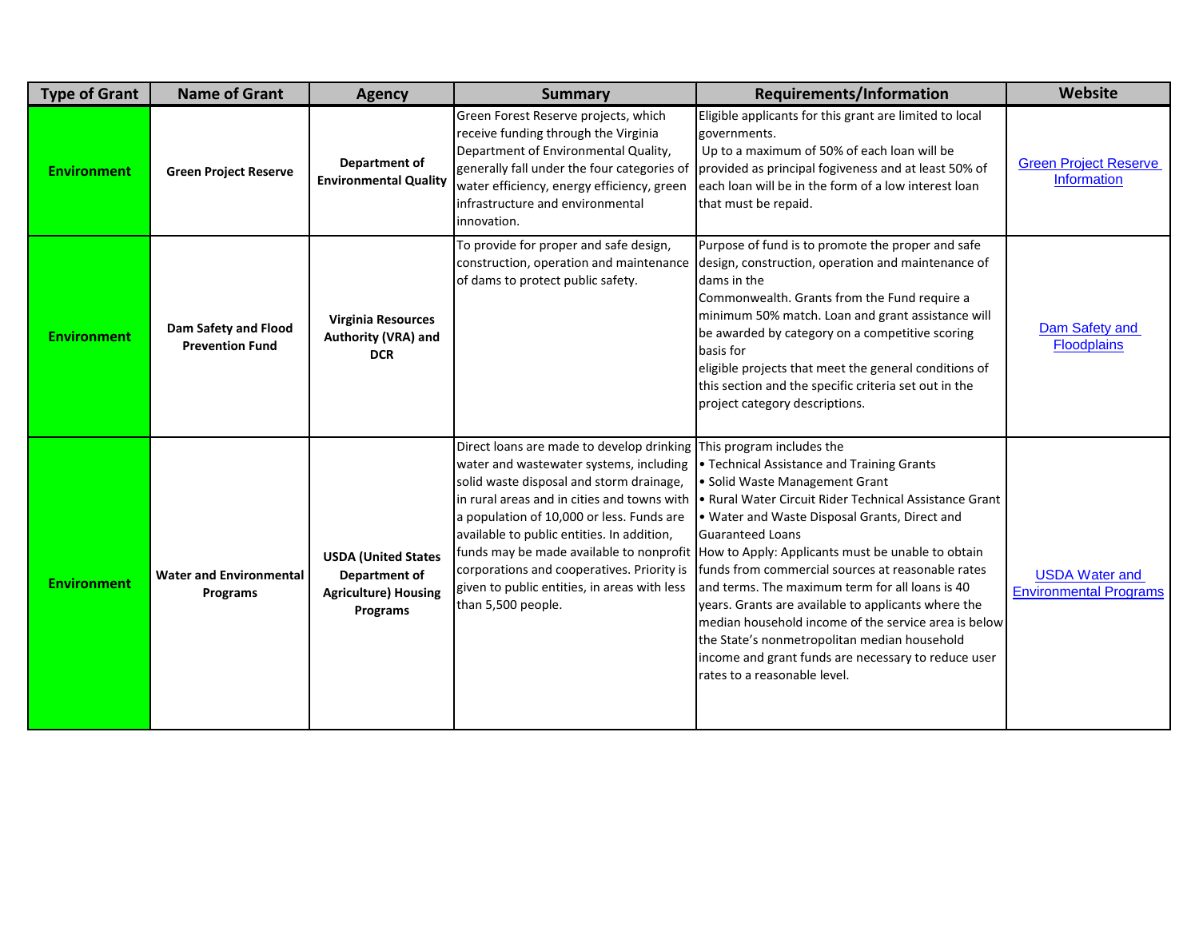| Type of Grant | Name of Grant | Agency | Summary | Requirements/Information | Website |
|---|---|---|---|---|---|
| **Environment** | **Green Project Reserve** | **Department of Environmental Quality** | Green Forest Reserve projects, which receive funding through the Virginia Department of Environmental Quality, generally fall under the four categories of water efficiency, energy efficiency, green infrastructure and environmental innovation. | Eligible applicants for this grant are limited to local governments. Up to a maximum of 50% of each loan will be provided as principal fogiveness and at least 50% of each loan will be in the form of a low interest loan that must be repaid. | Green Project Reserve Information |
| **Environment** | **Dam Safety and Flood Prevention Fund** | **Virginia Resources Authority (VRA) and DCR** | To provide for proper and safe design, construction, operation and maintenance of dams to protect public safety. | Purpose of fund is to promote the proper and safe design, construction, operation and maintenance of dams in the Commonwealth. Grants from the Fund require a minimum 50% match. Loan and grant assistance will be awarded by category on a competitive scoring basis for eligible projects that meet the general conditions of this section and the specific criteria set out in the project category descriptions. | Dam Safety and Floodplains |
| **Environment** | **Water and Environmental Programs** | **USDA (United States Department of Agriculture) Housing Programs** | Direct loans are made to develop drinking water and wastewater systems, including solid waste disposal and storm drainage, in rural areas and in cities and towns with a population of 10,000 or less. Funds are available to public entities. In addition, funds may be made available to nonprofit corporations and cooperatives. Priority is given to public entities, in areas with less than 5,500 people. | This program includes the<br>• Technical Assistance and Training Grants<br>• Solid Waste Management Grant<br>• Rural Water Circuit Rider Technical Assistance Grant<br>• Water and Waste Disposal Grants, Direct and Guaranteed Loans<br>How to Apply: Applicants must be unable to obtain funds from commercial sources at reasonable rates and terms. The maximum term for all loans is 40 years. Grants are available to applicants where the median household income of the service area is below the State's nonmetropolitan median household income and grant funds are necessary to reduce user rates to a reasonable level. | USDA Water and Environmental Programs |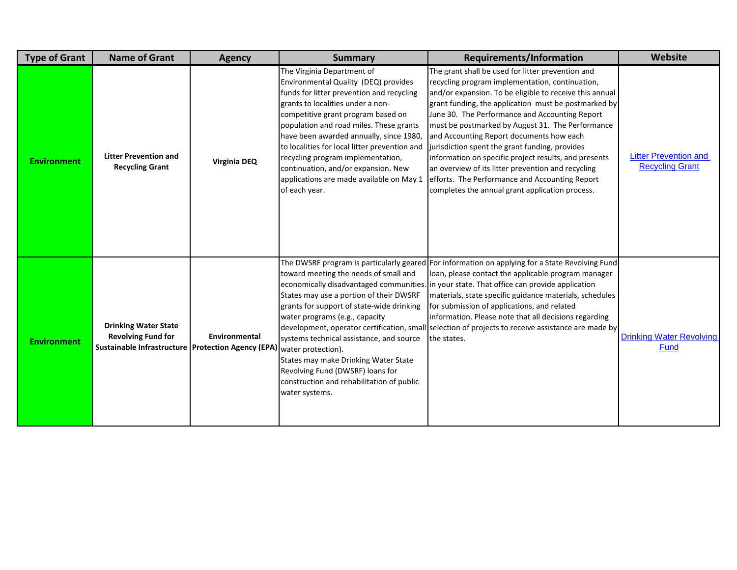| Type of Grant | Name of Grant | Agency | Summary | Requirements/Information | Website |
|---|---|---|---|---|---|
| **Environment** | **Litter Prevention and Recycling Grant** | **Virginia DEQ** | The Virginia Department of Environmental Quality (DEQ) provides funds for litter prevention and recycling grants to localities under a non-competitive grant program based on population and road miles. These grants have been awarded annually, since 1980, to localities for local litter prevention and recycling program implementation, continuation, and/or expansion. New applications are made available on May 1 of each year. | The grant shall be used for litter prevention and recycling program implementation, continuation, and/or expansion. To be eligible to receive this annual grant funding, the application must be postmarked by June 30. The Performance and Accounting Report must be postmarked by August 31. The Performance and Accounting Report documents how each jurisdiction spent the grant funding, provides information on specific project results, and presents an overview of its litter prevention and recycling efforts. The Performance and Accounting Report completes the annual grant application process. | Litter Prevention and Recycling Grant |
| **Environment** | **Drinking Water State Revolving Fund for Sustainable Infrastructure** | **Environmental Protection Agency (EPA)** | The DWSRF program is particularly geared toward meeting the needs of small and economically disadvantaged communities. States may use a portion of their DWSRF grants for support of state-wide drinking water programs (e.g., capacity development, operator certification, small systems technical assistance, and source water protection). States may make Drinking Water State Revolving Fund (DWSRF) loans for construction and rehabilitation of public water systems. | For information on applying for a State Revolving Fund loan, please contact the applicable program manager in your state. That office can provide application materials, state specific guidance materials, schedules for submission of applications, and related information. Please note that all decisions regarding selection of projects to receive assistance are made by the states. | Drinking Water Revolving Fund |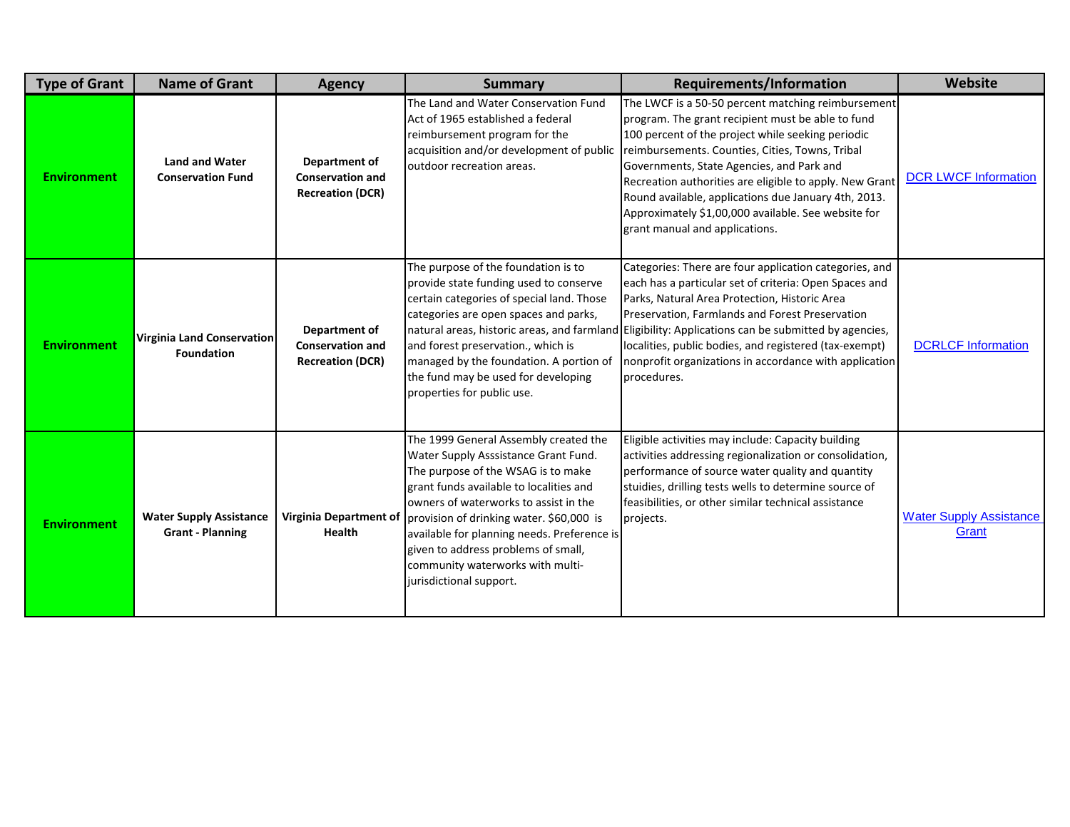| Type of Grant | Name of Grant | Agency | Summary | Requirements/Information | Website |
|---|---|---|---|---|---|
| **Environment** | **Land and Water Conservation Fund** | **Department of Conservation and Recreation (DCR)** | The Land and Water Conservation Fund Act of 1965 established a federal reimbursement program for the acquisition and/or development of public outdoor recreation areas. | The LWCF is a 50-50 percent matching reimbursement program. The grant recipient must be able to fund 100 percent of the project while seeking periodic reimbursements. Counties, Cities, Towns, Tribal Governments, State Agencies, and Park and Recreation authorities are eligible to apply. New Grant Round available, applications due January 4th, 2013. Approximately $1,00,000 available. See website for grant manual and applications. | DCR LWCF Information |
| **Environment** | **Virginia Land Conservation Foundation** | **Department of Conservation and Recreation (DCR)** | The purpose of the foundation is to provide state funding used to conserve certain categories of special land. Those categories are open spaces and parks, natural areas, historic areas, and farmland and forest preservation., which is managed by the foundation. A portion of the fund may be used for developing properties for public use. | Categories: There are four application categories, and each has a particular set of criteria: Open Spaces and Parks, Natural Area Protection, Historic Area Preservation, Farmlands and Forest Preservation Eligibility: Applications can be submitted by agencies, localities, public bodies, and registered (tax-exempt) nonprofit organizations in accordance with application procedures. | DCRLCF Information |
| **Environment** | **Water Supply Assistance Grant - Planning** | **Virginia Department of Health** | The 1999 General Assembly created the Water Supply Asssistance Grant Fund. The purpose of the WSAG is to make grant funds available to localities and owners of waterworks to assist in the provision of drinking water. $60,000 is available for planning needs. Preference is given to address problems of small, community waterworks with multi-jurisdictional support. | Eligible activities may include: Capacity building activities addressing regionalization or consolidation, performance of source water quality and quantity stuidies, drilling tests wells to determine source of feasibilities, or other similar technical assistance projects. | Water Supply Assistance Grant |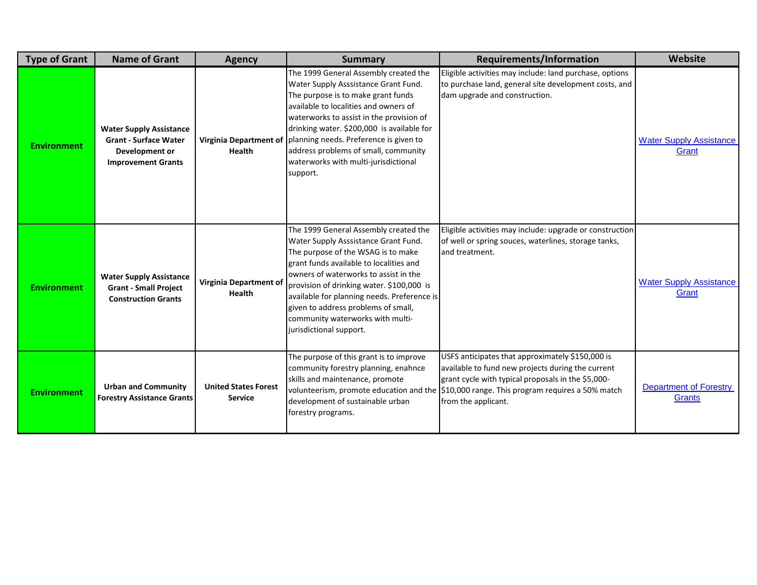| Type of Grant | Name of Grant | Agency | Summary | Requirements/Information | Website |
|---|---|---|---|---|---|
| **Environment** | **Water Supply Assistance Grant - Surface Water Development or Improvement Grants** | **Virginia Department of Health** | The 1999 General Assembly created the Water Supply Asssistance Grant Fund. The purpose is to make grant funds available to localities and owners of waterworks to assist in the provision of drinking water. $200,000 is available for planning needs. Preference is given to address problems of small, community waterworks with multi-jurisdictional support. | Eligible activities may include: land purchase, options to purchase land, general site development costs, and dam upgrade and construction. | Water Supply Assistance Grant |
| **Environment** | **Water Supply Assistance Grant - Small Project Construction Grants** | **Virginia Department of Health** | The 1999 General Assembly created the Water Supply Asssistance Grant Fund. The purpose of the WSAG is to make grant funds available to localities and owners of waterworks to assist in the provision of drinking water. $100,000 is available for planning needs. Preference is given to address problems of small, community waterworks with multi-jurisdictional support. | Eligible activities may include: upgrade or construction of well or spring souces, waterlines, storage tanks, and treatment. | Water Supply Assistance Grant |
| **Environment** | **Urban and Community Forestry Assistance Grants** | **United States Forest Service** | The purpose of this grant is to improve community forestry planning, enahnce skills and maintenance, promote volunteerism, promote education and the development of sustainable urban forestry programs. | USFS anticipates that approximately $150,000 is available to fund new projects during the current grant cycle with typical proposals in the $5,000-$10,000 range. This program requires a 50% match from the applicant. | Department of Forestry Grants |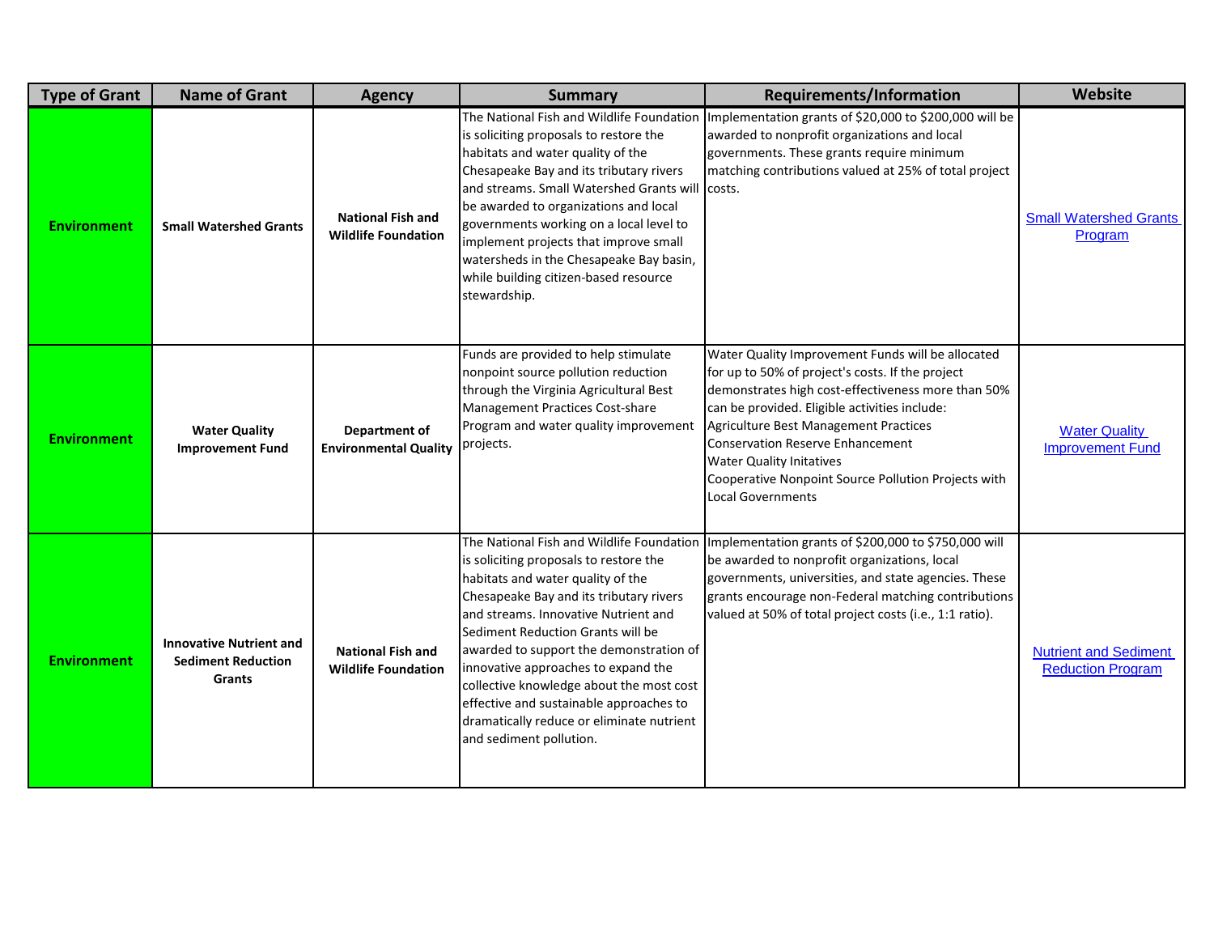| Type of Grant | Name of Grant | Agency | Summary | Requirements/Information | Website |
|---|---|---|---|---|---|
| **Environment** | **Small Watershed Grants** | **National Fish and Wildlife Foundation** | The National Fish and Wildlife Foundation is soliciting proposals to restore the habitats and water quality of the Chesapeake Bay and its tributary rivers and streams. Small Watershed Grants will be awarded to organizations and local governments working on a local level to implement projects that improve small watersheds in the Chesapeake Bay basin, while building citizen-based resource stewardship. | Implementation grants of $20,000 to $200,000 will be awarded to nonprofit organizations and local governments. These grants require minimum matching contributions valued at 25% of total project costs. | Small Watershed Grants Program |
| **Environment** | **Water Quality Improvement Fund** | **Department of Environmental Quality** | Funds are provided to help stimulate nonpoint source pollution reduction through the Virginia Agricultural Best Management Practices Cost-share Program and water quality improvement projects. | Water Quality Improvement Funds will be allocated for up to 50% of project's costs. If the project demonstrates high cost-effectiveness more than 50% can be provided. Eligible activities include:<br>Agriculture Best Management Practices<br>Conservation Reserve Enhancement<br>Water Quality Initatives<br>Cooperative Nonpoint Source Pollution Projects with Local Governments | Water Quality Improvement Fund |
| **Environment** | **Innovative Nutrient and Sediment Reduction Grants** | **National Fish and Wildlife Foundation** | The National Fish and Wildlife Foundation is soliciting proposals to restore the habitats and water quality of the Chesapeake Bay and its tributary rivers and streams. Innovative Nutrient and Sediment Reduction Grants will be awarded to support the demonstration of innovative approaches to expand the collective knowledge about the most cost effective and sustainable approaches to dramatically reduce or eliminate nutrient and sediment pollution. | Implementation grants of $200,000 to $750,000 will be awarded to nonprofit organizations, local governments, universities, and state agencies. These grants encourage non-Federal matching contributions valued at 50% of total project costs (i.e., 1:1 ratio). | Nutrient and Sediment Reduction Program |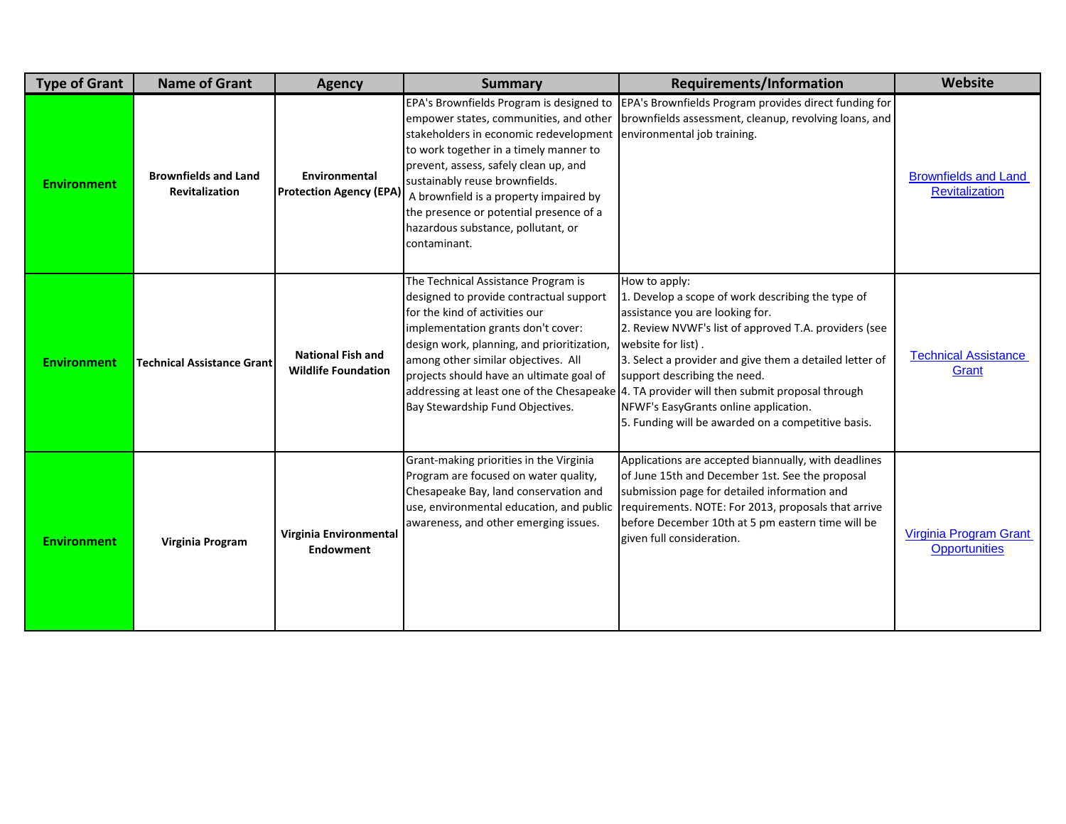| Type of Grant | Name of Grant | Agency | Summary | Requirements/Information | Website |
|---|---|---|---|---|---|
| **Environment** | **Brownfields and Land Revitalization** | **Environmental Protection Agency (EPA)** | EPA's Brownfields Program is designed to empower states, communities, and other stakeholders in economic redevelopment to work together in a timely manner to prevent, assess, safely clean up, and sustainably reuse brownfields. A brownfield is a property impaired by the presence or potential presence of a hazardous substance, pollutant, or contaminant. | EPA's Brownfields Program provides direct funding for brownfields assessment, cleanup, revolving loans, and environmental job training. | Brownfields and Land Revitalization |
| **Environment** | **Technical Assistance Grant** | **National Fish and Wildlife Foundation** | The Technical Assistance Program is designed to provide contractual support for the kind of activities our implementation grants don't cover: design work, planning, and prioritization, among other similar objectives. All projects should have an ultimate goal of addressing at least one of the Chesapeake Bay Stewardship Fund Objectives. | How to apply:<br>1. Develop a scope of work describing the type of assistance you are looking for.<br>2. Review NVWF's list of approved T.A. providers (see website for list) .<br>3. Select a provider and give them a detailed letter of support describing the need.<br>4. TA provider will then submit proposal through NFWF's EasyGrants online application.<br>5. Funding will be awarded on a competitive basis. | Technical Assistance Grant |
| **Environment** | **Virginia Program** | **Virginia Environmental Endowment** | Grant-making priorities in the Virginia Program are focused on water quality, Chesapeake Bay, land conservation and use, environmental education, and public awareness, and other emerging issues. | Applications are accepted biannually, with deadlines of June 15th and December 1st. See the proposal submission page for detailed information and requirements. NOTE: For 2013, proposals that arrive before December 10th at 5 pm eastern time will be given full consideration. | Virginia Program Grant Opportunities |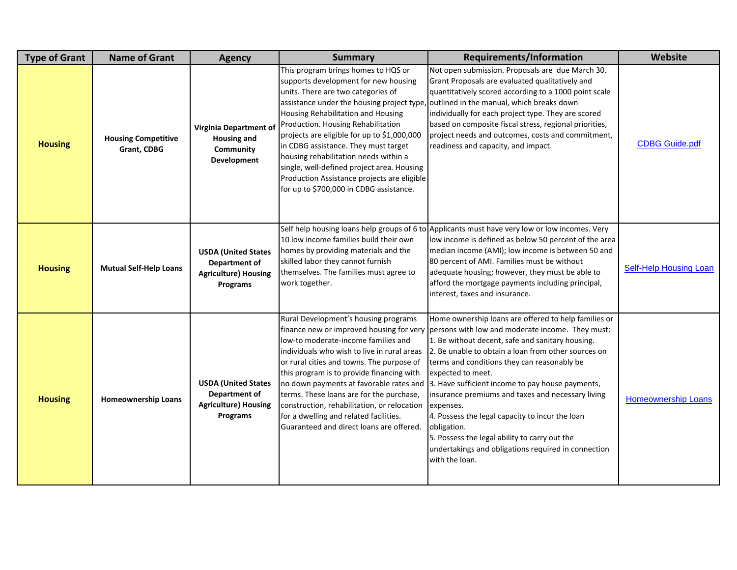| Type of Grant | Name of Grant | Agency | Summary | Requirements/Information | Website |
|---|---|---|---|---|---|
| **Housing** | **Housing Competitive Grant, CDBG** | **Virginia Department of Housing and Community Development** | This program brings homes to HQS or supports development for new housing units. There are two categories of assistance under the housing project type, Housing Rehabilitation and Housing Production. Housing Rehabilitation projects are eligible for up to $1,000,000 in CDBG assistance. They must target housing rehabilitation needs within a single, well-defined project area. Housing Production Assistance projects are eligible for up to $700,000 in CDBG assistance. | Not open submission. Proposals are due March 30. Grant Proposals are evaluated qualitatively and quantitatively scored according to a 1000 point scale outlined in the manual, which breaks down individually for each project type. They are scored based on composite fiscal stress, regional priorities, project needs and outcomes, costs and commitment, readiness and capacity, and impact. | CDBG Guide.pdf |
| **Housing** | **Mutual Self-Help Loans** | **USDA (United States Department of Agriculture) Housing Programs** | Self help housing loans help groups of 6 to 10 low income families build their own homes by providing materials and the skilled labor they cannot furnish themselves. The families must agree to work together. | Applicants must have very low or low incomes. Very low income is defined as below 50 percent of the area median income (AMI); low income is between 50 and 80 percent of AMI. Families must be without adequate housing; however, they must be able to afford the mortgage payments including principal, interest, taxes and insurance. | Self-Help Housing Loan |
| **Housing** | **Homeownership Loans** | **USDA (United States Department of Agriculture) Housing Programs** | Rural Development's housing programs finance new or improved housing for very low-to moderate-income families and individuals who wish to live in rural areas or rural cities and towns. The purpose of this program is to provide financing with no down payments at favorable rates and terms. These loans are for the purchase, construction, rehabilitation, or relocation for a dwelling and related facilities. Guaranteed and direct loans are offered. | Home ownership loans are offered to help families or persons with low and moderate income. They must:<br>1. Be without decent, safe and sanitary housing.<br>2. Be unable to obtain a loan from other sources on terms and conditions they can reasonably be expected to meet.<br>3. Have sufficient income to pay house payments, insurance premiums and taxes and necessary living expenses.<br>4. Possess the legal capacity to incur the loan obligation.<br>5. Possess the legal ability to carry out the undertakings and obligations required in connection with the loan. | Homeownership Loans |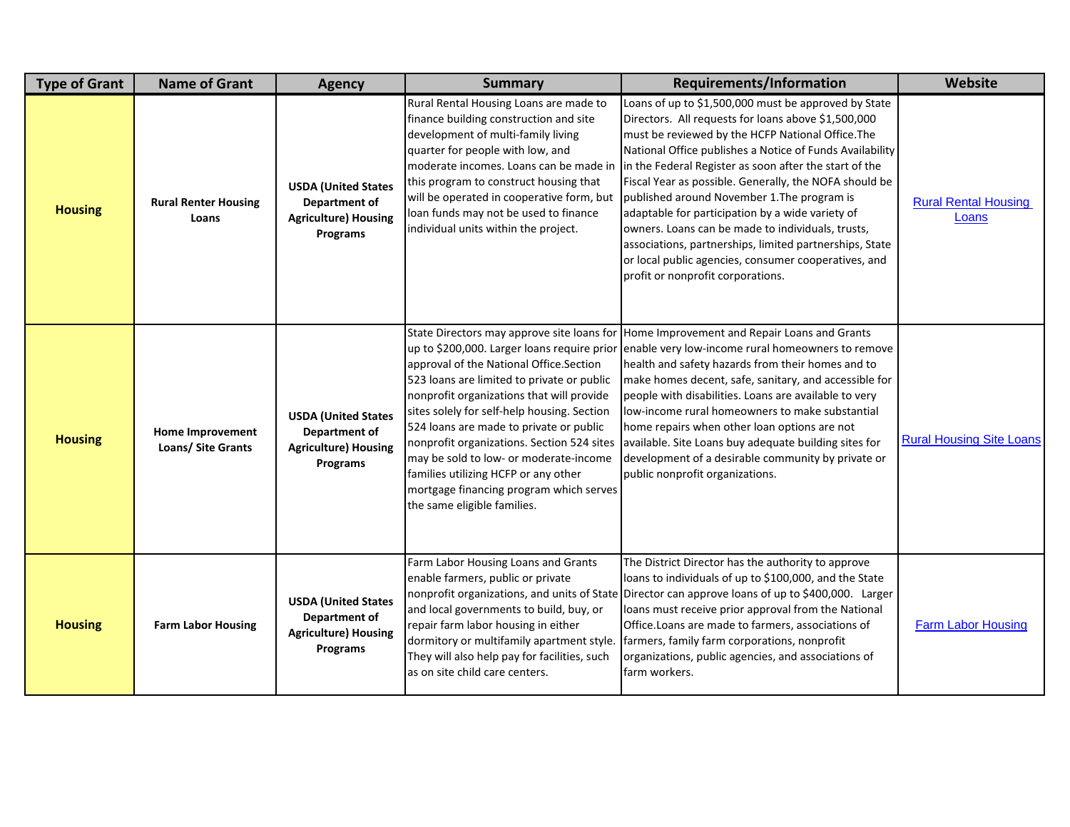| Type of Grant | Name of Grant | Agency | Summary | Requirements/Information | Website |
|---|---|---|---|---|---|
| **Housing** | **Rural Renter Housing Loans** | **USDA (United States Department of Agriculture) Housing Programs** | Rural Rental Housing Loans are made to finance building construction and site development of multi-family living quarter for people with low, and moderate incomes. Loans can be made in this program to construct housing that will be operated in cooperative form, but loan funds may not be used to finance individual units within the project. | Loans of up to $1,500,000 must be approved by State Directors. All requests for loans above $1,500,000 must be reviewed by the HCFP National Office.The National Office publishes a Notice of Funds Availability in the Federal Register as soon after the start of the Fiscal Year as possible. Generally, the NOFA should be published around November 1.The program is adaptable for participation by a wide variety of owners. Loans can be made to individuals, trusts, associations, partnerships, limited partnerships, State or local public agencies, consumer cooperatives, and profit or nonprofit corporations. | Rural Rental Housing Loans |
| **Housing** | **Home Improvement Loans/ Site Grants** | **USDA (United States Department of Agriculture) Housing Programs** | State Directors may approve site loans for up to $200,000. Larger loans require prior approval of the National Office.Section 523 loans are limited to private or public nonprofit organizations that will provide sites solely for self-help housing. Section 524 loans are made to private or public nonprofit organizations. Section 524 sites may be sold to low- or moderate-income families utilizing HCFP or any other mortgage financing program which serves the same eligible families. | Home Improvement and Repair Loans and Grants enable very low-income rural homeowners to remove health and safety hazards from their homes and to make homes decent, safe, sanitary, and accessible for people with disabilities. Loans are available to very low-income rural homeowners to make substantial home repairs when other loan options are not available. Site Loans buy adequate building sites for development of a desirable community by private or public nonprofit organizations. | Rural Housing Site Loans |
| **Housing** | **Farm Labor Housing** | **USDA (United States Department of Agriculture) Housing Programs** | Farm Labor Housing Loans and Grants enable farmers, public or private nonprofit organizations, and units of State and local governments to build, buy, or repair farm labor housing in either dormitory or multifamily apartment style. They will also help pay for facilities, such as on site child care centers. | The District Director has the authority to approve loans to individuals of up to $100,000, and the State Director can approve loans of up to $400,000. Larger loans must receive prior approval from the National Office.Loans are made to farmers, associations of farmers, family farm corporations, nonprofit organizations, public agencies, and associations of farm workers. | Farm Labor Housing |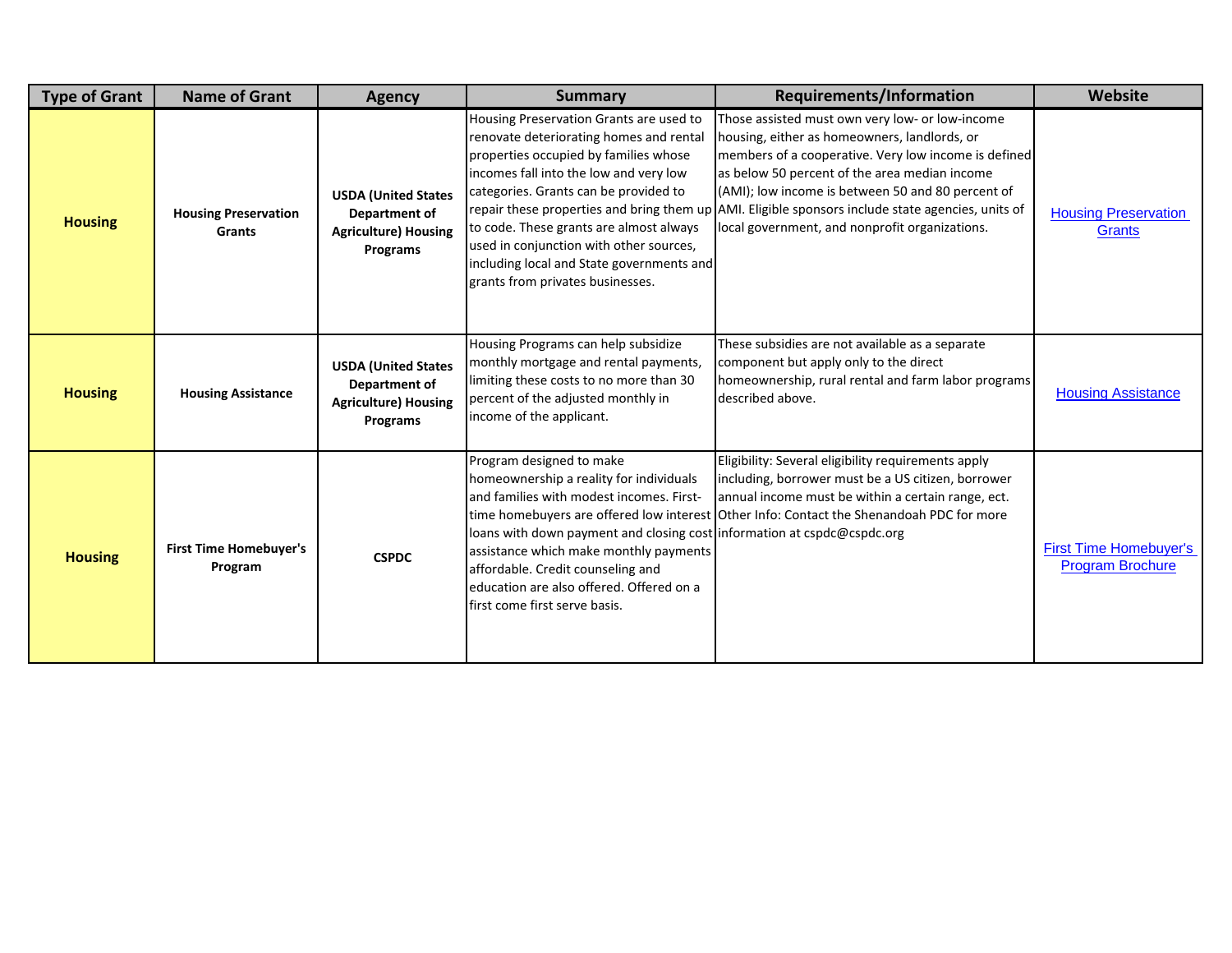| Type of Grant | Name of Grant | Agency | Summary | Requirements/Information | Website |
| --- | --- | --- | --- | --- | --- |
| **Housing** | **Housing Preservation Grants** | **USDA (United States Department of Agriculture) Housing Programs** | Housing Preservation Grants are used to renovate deteriorating homes and rental properties occupied by families whose incomes fall into the low and very low categories. Grants can be provided to repair these properties and bring them up to code. These grants are almost always used in conjunction with other sources, including local and State governments and grants from privates businesses. | Those assisted must own very low- or low-income housing, either as homeowners, landlords, or members of a cooperative. Very low income is defined as below 50 percent of the area median income (AMI); low income is between 50 and 80 percent of AMI. Eligible sponsors include state agencies, units of local government, and nonprofit organizations. | Housing Preservation Grants |
| **Housing** | **Housing Assistance** | **USDA (United States Department of Agriculture) Housing Programs** | Housing Programs can help subsidize monthly mortgage and rental payments, limiting these costs to no more than 30 percent of the adjusted monthly in income of the applicant. | These subsidies are not available as a separate component but apply only to the direct homeownership, rural rental and farm labor programs described above. | Housing Assistance |
| **Housing** | **First Time Homebuyer's Program** | **CSPDC** | Program designed to make homeownership a reality for individuals and families with modest incomes. First-time homebuyers are offered low interest loans with down payment and closing cost assistance which make monthly payments affordable. Credit counseling and education are also offered. Offered on a first come first serve basis. | Eligibility: Several eligibility requirements apply including, borrower must be a US citizen, borrower annual income must be within a certain range, ect. Other Info: Contact the Shenandoah PDC for more information at cspdc@cspdc.org | First Time Homebuyer's Program Brochure |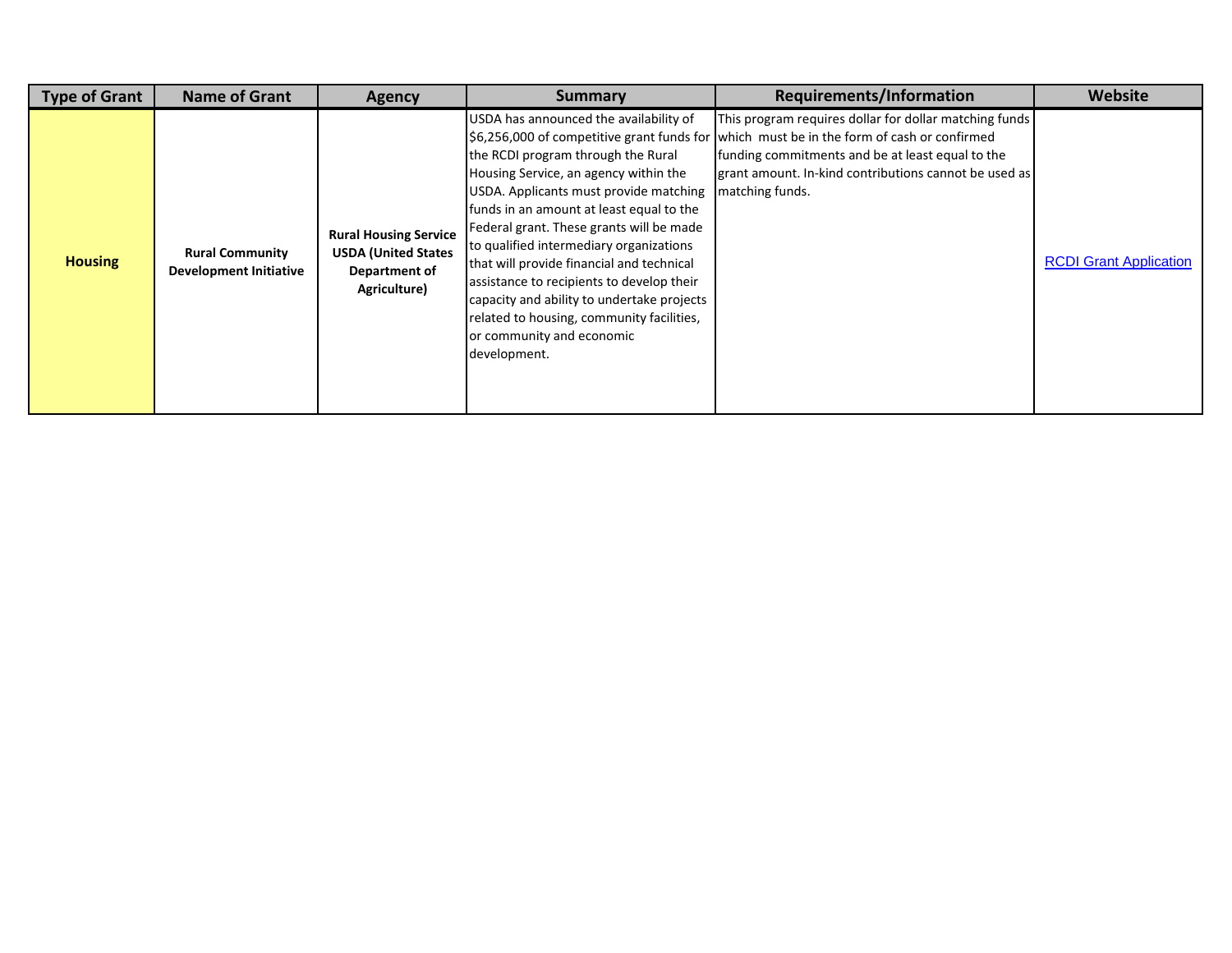| Type of Grant | Name of Grant | Agency | Summary | Requirements/Information | Website |
|---|---|---|---|---|---|
| **Housing** | **Rural Community Development Initiative** | **Rural Housing Service USDA (United States Department of Agriculture)** | USDA has announced the availability of $6,256,000 of competitive grant funds for the RCDI program through the Rural Housing Service, an agency within the USDA. Applicants must provide matching funds in an amount at least equal to the Federal grant. These grants will be made to qualified intermediary organizations that will provide financial and technical assistance to recipients to develop their capacity and ability to undertake projects related to housing, community facilities, or community and economic development. | This program requires dollar for dollar matching funds which must be in the form of cash or confirmed funding commitments and be at least equal to the grant amount. In-kind contributions cannot be used as matching funds. | RCDI Grant Application |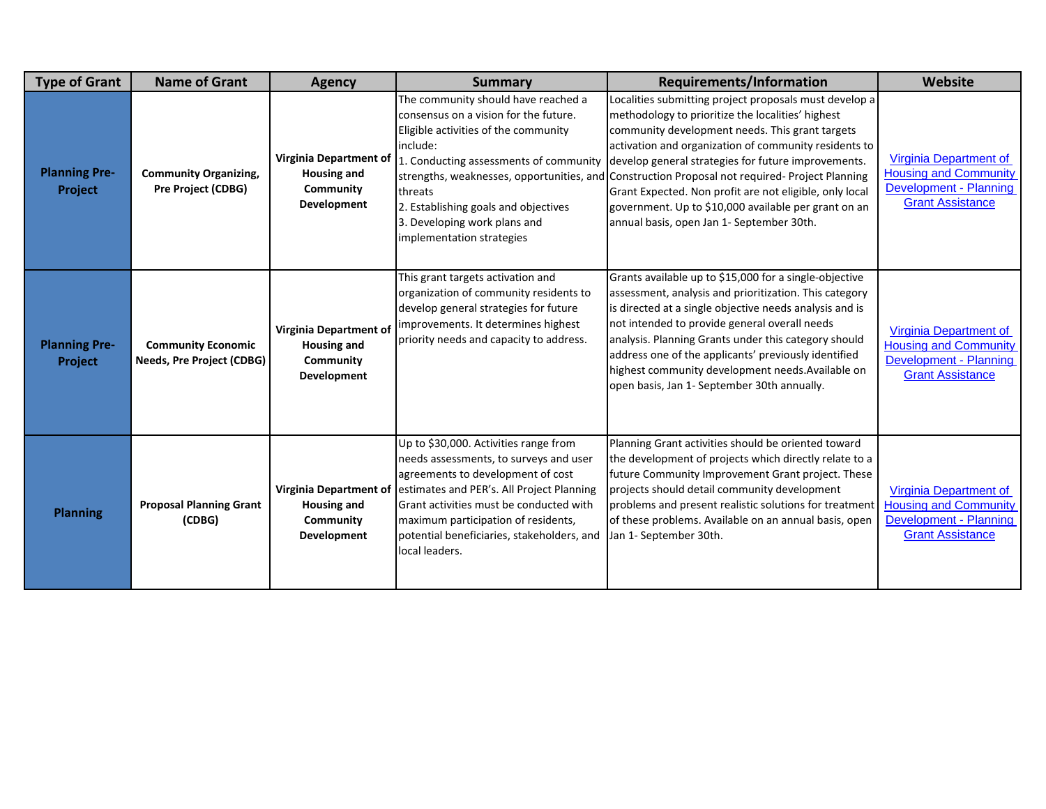| Type of Grant | Name of Grant | Agency | Summary | Requirements/Information | Website |
|---|---|---|---|---|---|
| **Planning Pre-Project** | **Community Organizing, Pre Project (CDBG)** | **Virginia Department of Housing and Community Development** | The community should have reached a consensus on a vision for the future. Eligible activities of the community include: 1. Conducting assessments of community strengths, weaknesses, opportunities, and threats 2. Establishing goals and objectives 3. Developing work plans and implementation strategies | Localities submitting project proposals must develop a methodology to prioritize the localities' highest community development needs. This grant targets activation and organization of community residents to develop general strategies for future improvements. Construction Proposal not required- Project Planning Grant Expected. Non profit are not eligible, only local government. Up to $10,000 available per grant on an annual basis, open Jan 1- September 30th. | Virginia Department of Housing and Community Development - Planning Grant Assistance |
| **Planning Pre-Project** | **Community Economic Needs, Pre Project (CDBG)** | **Virginia Department of Housing and Community Development** | This grant targets activation and organization of community residents to develop general strategies for future improvements. It determines highest priority needs and capacity to address. | Grants available up to $15,000 for a single-objective assessment, analysis and prioritization. This category is directed at a single objective needs analysis and is not intended to provide general overall needs analysis. Planning Grants under this category should address one of the applicants' previously identified highest community development needs.Available on open basis, Jan 1- September 30th annually. | Virginia Department of Housing and Community Development - Planning Grant Assistance |
| **Planning** | **Proposal Planning Grant (CDBG)** | **Virginia Department of Housing and Community Development** | Up to $30,000. Activities range from needs assessments, to surveys and user agreements to development of cost estimates and PER's. All Project Planning Grant activities must be conducted with maximum participation of residents, potential beneficiaries, stakeholders, and local leaders. | Planning Grant activities should be oriented toward the development of projects which directly relate to a future Community Improvement Grant project. These projects should detail community development problems and present realistic solutions for treatment of these problems. Available on an annual basis, open Jan 1- September 30th. | Virginia Department of Housing and Community Development - Planning Grant Assistance |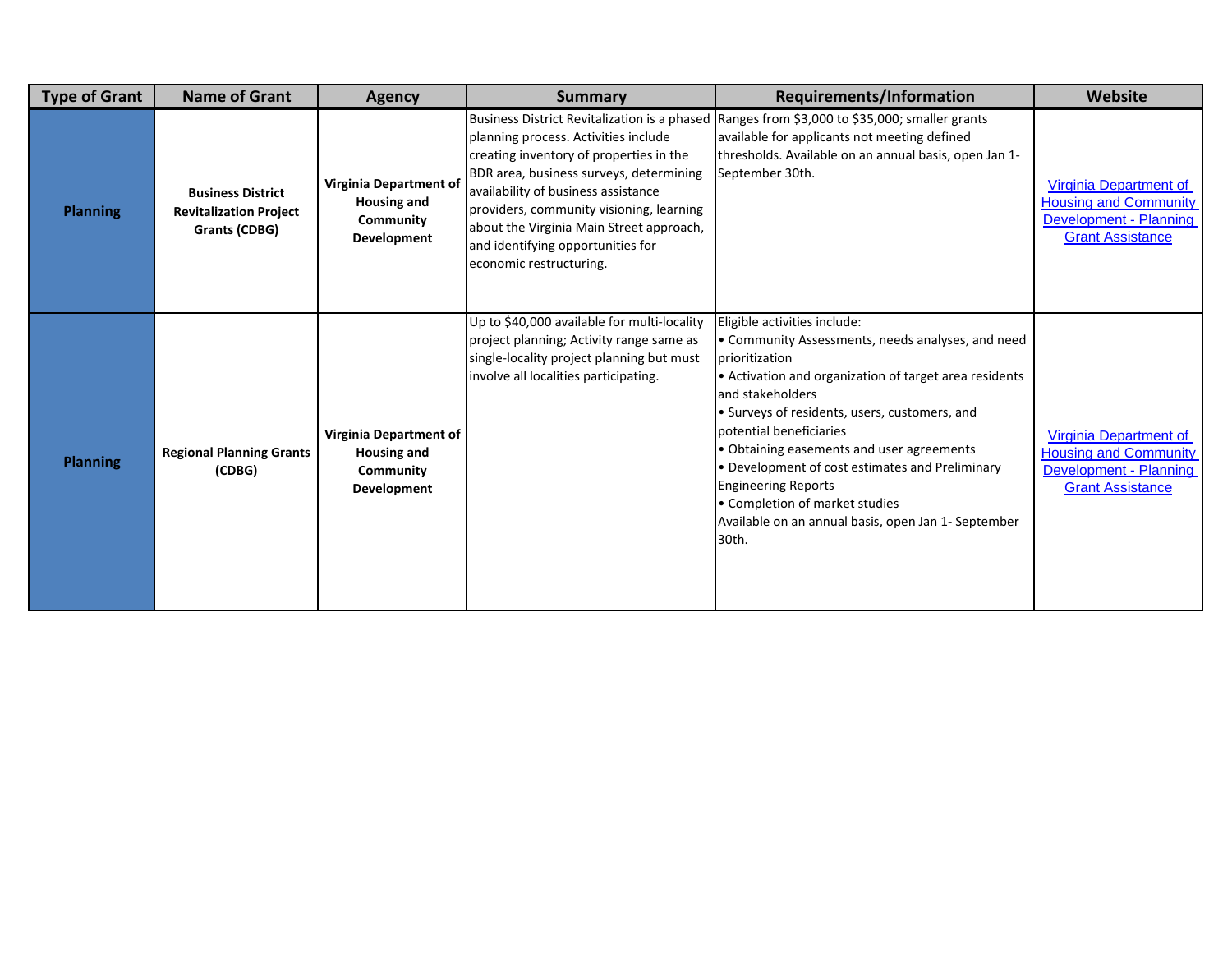| Type of Grant | Name of Grant | Agency | Summary | Requirements/Information | Website |
|---|---|---|---|---|---|
| **Planning** | **Business District Revitalization Project Grants (CDBG)** | **Virginia Department of Housing and Community Development** | Business District Revitalization is a phased planning process. Activities include creating inventory of properties in the BDR area, business surveys, determining availability of business assistance providers, community visioning, learning about the Virginia Main Street approach, and identifying opportunities for economic restructuring. | Ranges from $3,000 to $35,000; smaller grants available for applicants not meeting defined thresholds. Available on an annual basis, open Jan 1-September 30th. | Virginia Department of Housing and Community Development - Planning Grant Assistance |
| **Planning** | **Regional Planning Grants (CDBG)** | **Virginia Department of Housing and Community Development** | Up to $40,000 available for multi-locality project planning; Activity range same as single-locality project planning but must involve all localities participating. | Eligible activities include:<br>• Community Assessments, needs analyses, and need prioritization<br>• Activation and organization of target area residents and stakeholders<br>• Surveys of residents, users, customers, and potential beneficiaries<br>• Obtaining easements and user agreements<br>• Development of cost estimates and Preliminary Engineering Reports<br>• Completion of market studies<br>Available on an annual basis, open Jan 1- September 30th. | Virginia Department of Housing and Community Development - Planning Grant Assistance |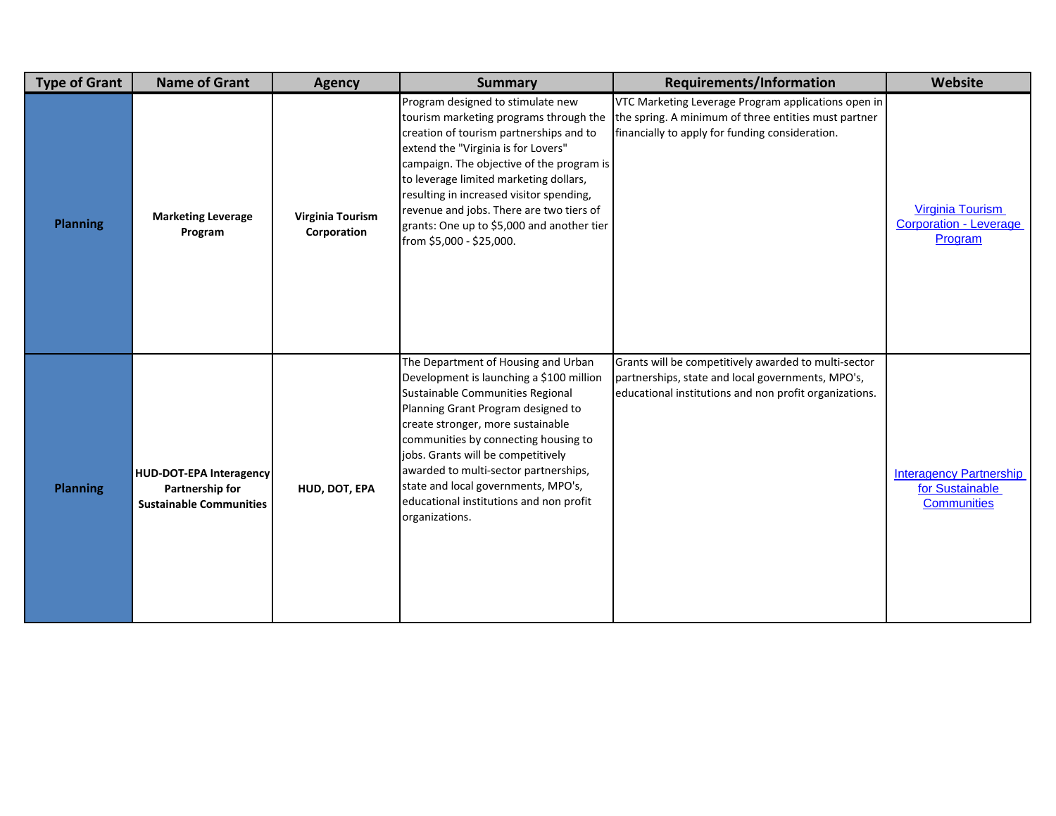| Type of Grant | Name of Grant | Agency | Summary | Requirements/Information | Website |
|---|---|---|---|---|---|
| **Planning** | **Marketing Leverage Program** | **Virginia Tourism Corporation** | Program designed to stimulate new tourism marketing programs through the creation of tourism partnerships and to extend the "Virginia is for Lovers" campaign. The objective of the program is to leverage limited marketing dollars, resulting in increased visitor spending, revenue and jobs. There are two tiers of grants: One up to $5,000 and another tier from $5,000 - $25,000. | VTC Marketing Leverage Program applications open in the spring. A minimum of three entities must partner financially to apply for funding consideration. | Virginia Tourism Corporation - Leverage Program |
| **Planning** | **HUD-DOT-EPA Interagency Partnership for Sustainable Communities** | **HUD, DOT, EPA** | The Department of Housing and Urban Development is launching a $100 million Sustainable Communities Regional Planning Grant Program designed to create stronger, more sustainable communities by connecting housing to jobs. Grants will be competitively awarded to multi-sector partnerships, state and local governments, MPO's, educational institutions and non profit organizations. | Grants will be competitively awarded to multi-sector partnerships, state and local governments, MPO's, educational institutions and non profit organizations. | Interagency Partnership for Sustainable Communities |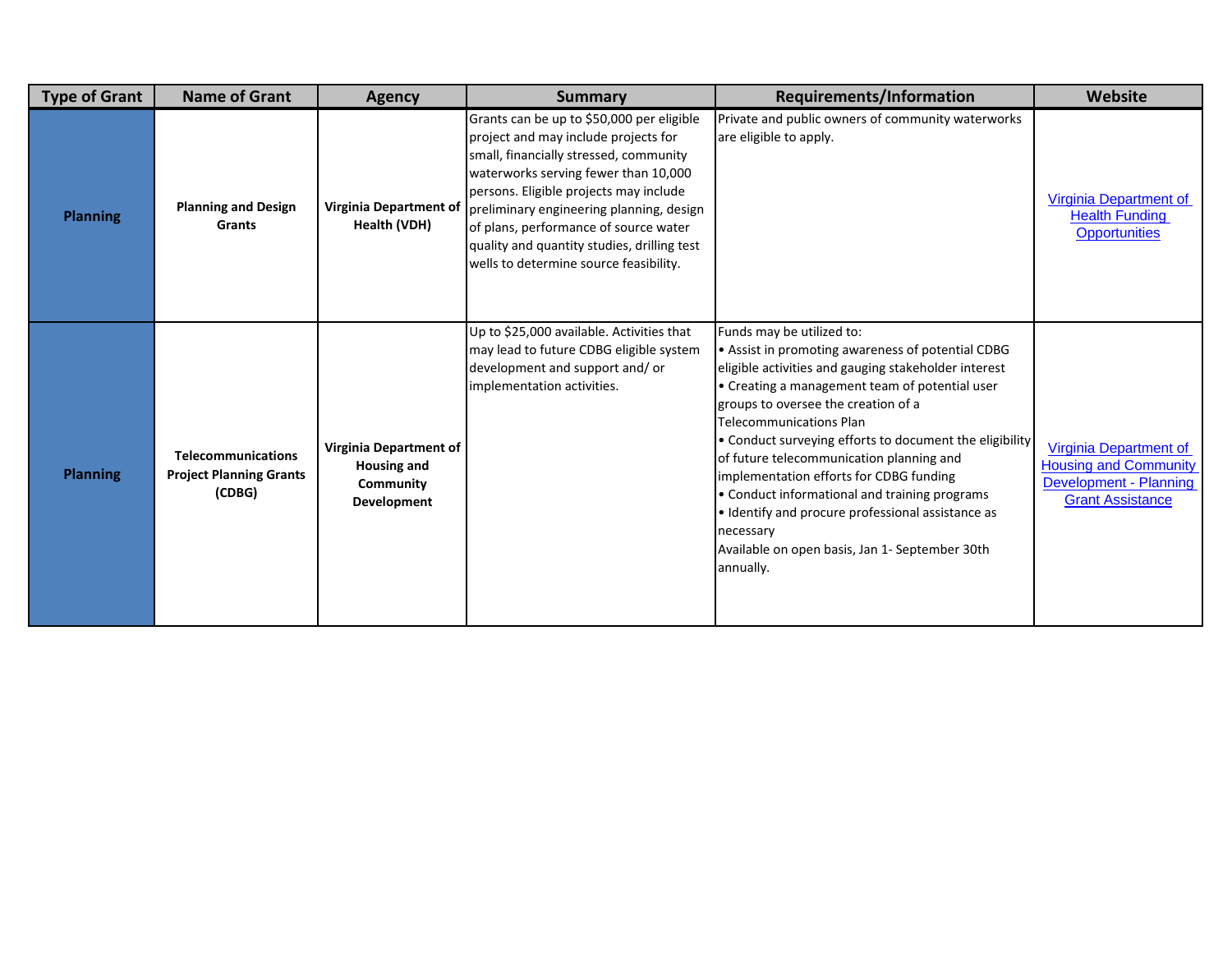| Type of Grant | Name of Grant | Agency | Summary | Requirements/Information | Website |
|---|---|---|---|---|---|
| **Planning** | **Planning and Design Grants** | **Virginia Department of Health (VDH)** | Grants can be up to $50,000 per eligible project and may include projects for small, financially stressed, community waterworks serving fewer than 10,000 persons. Eligible projects may include preliminary engineering planning, design of plans, performance of source water quality and quantity studies, drilling test wells to determine source feasibility. | Private and public owners of community waterworks are eligible to apply. | Virginia Department of Health Funding Opportunities |
| **Planning** | **Telecommunications Project Planning Grants (CDBG)** | **Virginia Department of Housing and Community Development** | Up to $25,000 available. Activities that may lead to future CDBG eligible system development and support and/ or implementation activities. | Funds may be utilized to:<br>• Assist in promoting awareness of potential CDBG eligible activities and gauging stakeholder interest<br>• Creating a management team of potential user groups to oversee the creation of a Telecommunications Plan<br>• Conduct surveying efforts to document the eligibility of future telecommunication planning and implementation efforts for CDBG funding<br>• Conduct informational and training programs<br>• Identify and procure professional assistance as necessary<br>Available on open basis, Jan 1- September 30th annually. | Virginia Department of Housing and Community Development - Planning Grant Assistance |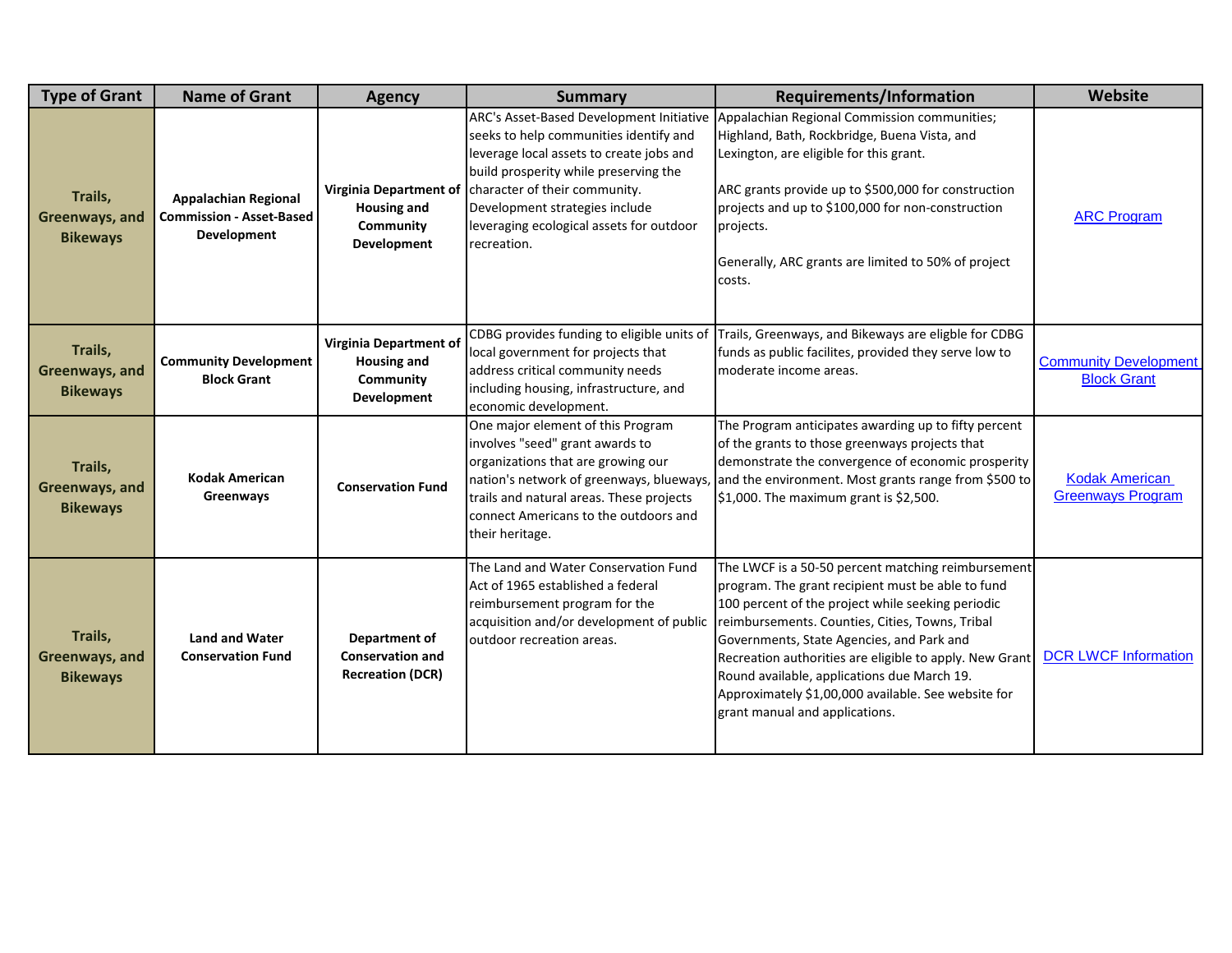| Type of Grant | Name of Grant | Agency | Summary | Requirements/Information | Website |
|---|---|---|---|---|---|
| Trails, Greenways, and Bikeways | Appalachian Regional Commission - Asset-Based Development | Virginia Department of Housing and Community Development | ARC's Asset-Based Development Initiative seeks to help communities identify and leverage local assets to create jobs and build prosperity while preserving the character of their community. Development strategies include leveraging ecological assets for outdoor recreation. | Appalachian Regional Commission communities; Highland, Bath, Rockbridge, Buena Vista, and Lexington, are eligible for this grant.<br><br>ARC grants provide up to $500,000 for construction projects and up to $100,000 for non-construction projects.<br><br>Generally, ARC grants are limited to 50% of project costs. | ARC Program |
| Trails, Greenways, and Bikeways | Community Development Block Grant | Virginia Department of Housing and Community Development | CDBG provides funding to eligible units of local government for projects that address critical community needs including housing, infrastructure, and economic development. | Trails, Greenways, and Bikeways are elgible for CDBG funds as public facilites, provided they serve low to moderate income areas. | Community Development Block Grant |
| Trails, Greenways, and Bikeways | Kodak American Greenways | Conservation Fund | One major element of this Program involves "seed" grant awards to organizations that are growing our nation's network of greenways, blueways, trails and natural areas. These projects connect Americans to the outdoors and their heritage. | The Program anticipates awarding up to fifty percent of the grants to those greenways projects that demonstrate the convergence of economic prosperity and the environment. Most grants range from $500 to $1,000. The maximum grant is $2,500. | Kodak American Greenways Program |
| Trails, Greenways, and Bikeways | Land and Water Conservation Fund | Department of Conservation and Recreation (DCR) | The Land and Water Conservation Fund Act of 1965 established a federal reimbursement program for the acquisition and/or development of public outdoor recreation areas. | The LWCF is a 50-50 percent matching reimbursement program. The grant recipient must be able to fund 100 percent of the project while seeking periodic reimbursements. Counties, Cities, Towns, Tribal Governments, State Agencies, and Park and Recreation authorities are eligible to apply. New Grant Round available, applications due March 19. Approximately $1,00,000 available. See website for grant manual and applications. | DCR LWCF Information |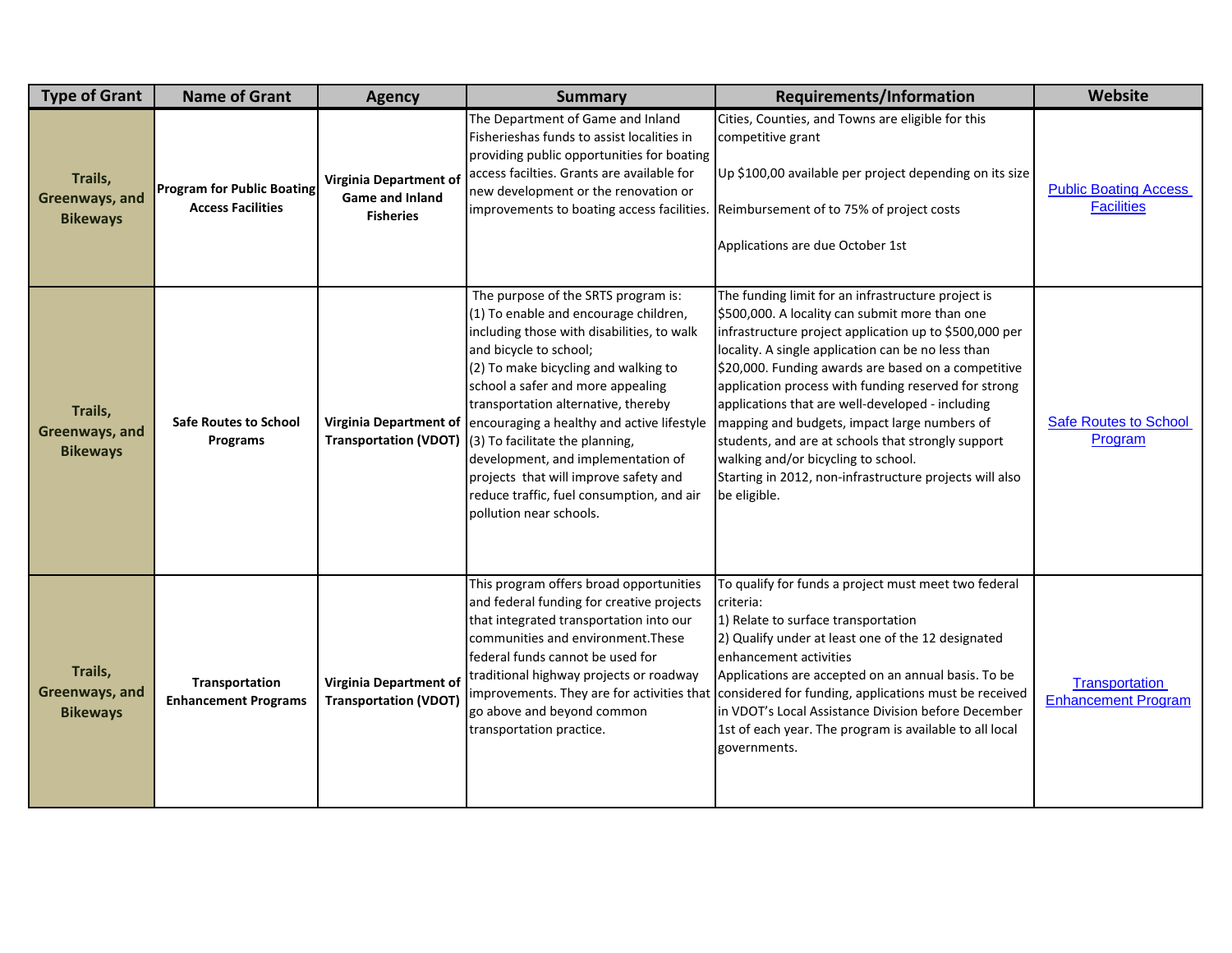| Type of Grant | Name of Grant | Agency | Summary | Requirements/Information | Website |
|---|---|---|---|---|---|
| Trails, Greenways, and Bikeways | Program for Public Boating Access Facilities | Virginia Department of Game and Inland Fisheries | The Department of Game and Inland Fisherieshas funds to assist localities in providing public opportunities for boating access facilties. Grants are available for new development or the renovation or improvements to boating access facilities. | Cities, Counties, and Towns are eligible for this competitive grant<br><br>Up $100,00 available per project depending on its size<br><br>Reimbursement of to 75% of project costs<br><br>Applications are due October 1st | Public Boating Access Facilities |
| Trails, Greenways, and Bikeways | Safe Routes to School Programs | Virginia Department of Transportation (VDOT) | The purpose of the SRTS program is:<br>(1) To enable and encourage children, including those with disabilities, to walk and bicycle to school;<br>(2) To make bicycling and walking to school a safer and more appealing transportation alternative, thereby encouraging a healthy and active lifestyle<br>(3) To facilitate the planning, development, and implementation of projects that will improve safety and reduce traffic, fuel consumption, and air pollution near schools. | The funding limit for an infrastructure project is $500,000. A locality can submit more than one infrastructure project application up to $500,000 per locality. A single application can be no less than $20,000. Funding awards are based on a competitive application process with funding reserved for strong applications that are well-developed - including mapping and budgets, impact large numbers of students, and are at schools that strongly support walking and/or bicycling to school.<br>Starting in 2012, non-infrastructure projects will also be eligible. | Safe Routes to School Program |
| Trails, Greenways, and Bikeways | Transportation Enhancement Programs | Virginia Department of Transportation (VDOT) | This program offers broad opportunities and federal funding for creative projects that integrated transportation into our communities and environment.These federal funds cannot be used for traditional highway projects or roadway improvements. They are for activities that go above and beyond common transportation practice. | To qualify for funds a project must meet two federal criteria:<br>1) Relate to surface transportation<br>2) Qualify under at least one of the 12 designated enhancement activities<br>Applications are accepted on an annual basis. To be considered for funding, applications must be received in VDOT's Local Assistance Division before December 1st of each year. The program is available to all local governments. | Transportation Enhancement Program |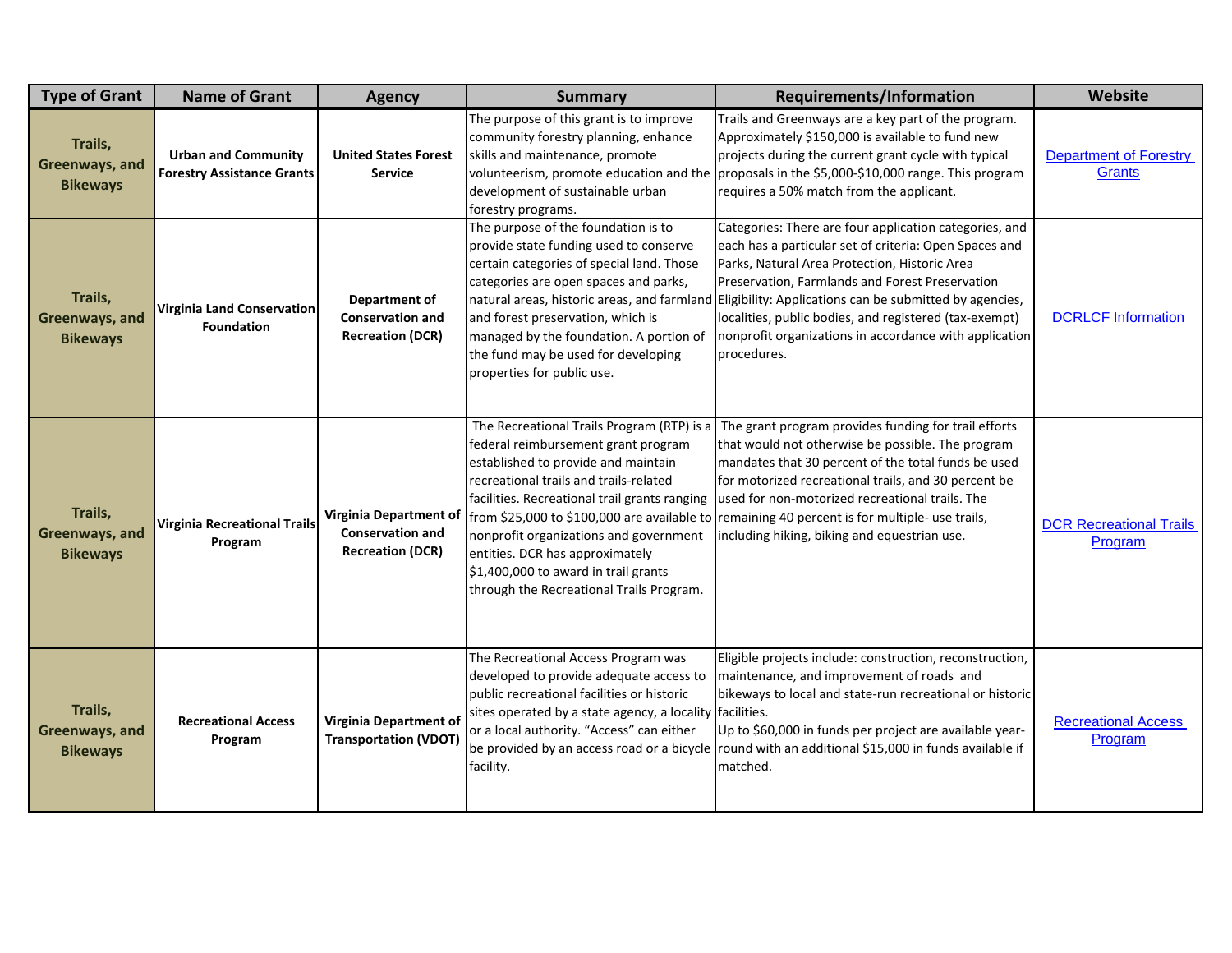| Type of Grant | Name of Grant | Agency | Summary | Requirements/Information | Website |
|---|---|---|---|---|---|
| **Trails, Greenways, and Bikeways** | **Urban and Community Forestry Assistance Grants** | **United States Forest Service** | The purpose of this grant is to improve community forestry planning, enhance skills and maintenance, promote volunteerism, promote education and the development of sustainable urban forestry programs. | Trails and Greenways are a key part of the program. Approximately $150,000 is available to fund new projects during the current grant cycle with typical proposals in the $5,000-$10,000 range. This program requires a 50% match from the applicant. | Department of Forestry Grants |
| **Trails, Greenways, and Bikeways** | **Virginia Land Conservation Foundation** | **Department of Conservation and Recreation (DCR)** | The purpose of the foundation is to provide state funding used to conserve certain categories of special land. Those categories are open spaces and parks, natural areas, historic areas, and farmland and forest preservation, which is managed by the foundation. A portion of the fund may be used for developing properties for public use. | Categories: There are four application categories, and each has a particular set of criteria: Open Spaces and Parks, Natural Area Protection, Historic Area Preservation, Farmlands and Forest Preservation Eligibility: Applications can be submitted by agencies, localities, public bodies, and registered (tax-exempt) nonprofit organizations in accordance with application procedures. | DCRLCF Information |
| **Trails, Greenways, and Bikeways** | **Virginia Recreational Trails Program** | **Virginia Department of Conservation and Recreation (DCR)** | The Recreational Trails Program (RTP) is a federal reimbursement grant program established to provide and maintain recreational trails and trails-related facilities. Recreational trail grants ranging from $25,000 to $100,000 are available to nonprofit organizations and government entities. DCR has approximately $1,400,000 to award in trail grants through the Recreational Trails Program. | The grant program provides funding for trail efforts that would not otherwise be possible. The program mandates that 30 percent of the total funds be used for motorized recreational trails, and 30 percent be used for non-motorized recreational trails. The remaining 40 percent is for multiple- use trails, including hiking, biking and equestrian use. | DCR Recreational Trails Program |
| **Trails, Greenways, and Bikeways** | **Recreational Access Program** | **Virginia Department of Transportation (VDOT)** | The Recreational Access Program was developed to provide adequate access to public recreational facilities or historic sites operated by a state agency, a locality or a local authority. "Access" can either be provided by an access road or a bicycle facility. | Eligible projects include: construction, reconstruction, maintenance, and improvement of roads and bikeways to local and state-run recreational or historic facilities. Up to $60,000 in funds per project are available year-round with an additional $15,000 in funds available if matched. | Recreational Access Program |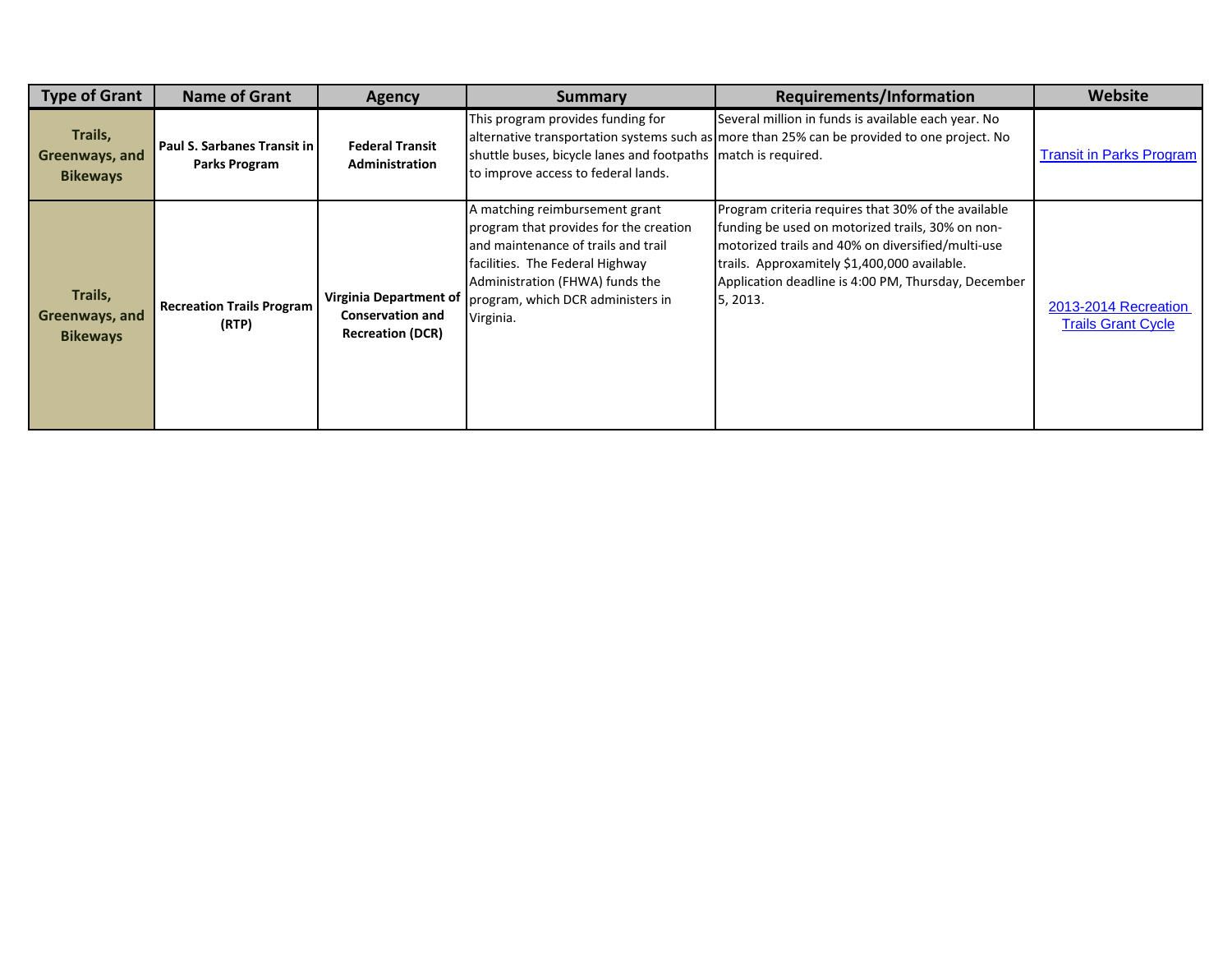| Type of Grant | Name of Grant | Agency | Summary | Requirements/Information | Website |
|---|---|---|---|---|---|
| **Trails, Greenways, and Bikeways** | **Paul S. Sarbanes Transit in Parks Program** | **Federal Transit Administration** | This program provides funding for alternative transportation systems such as shuttle buses, bicycle lanes and footpaths to improve access to federal lands. | Several million in funds is available each year. No more than 25% can be provided to one project. No match is required. | Transit in Parks Program |
| **Trails, Greenways, and Bikeways** | **Recreation Trails Program (RTP)** | **Virginia Department of Conservation and Recreation (DCR)** | A matching reimbursement grant program that provides for the creation and maintenance of trails and trail facilities. The Federal Highway Administration (FHWA) funds the program, which DCR administers in Virginia. | Program criteria requires that 30% of the available funding be used on motorized trails, 30% on non-motorized trails and 40% on diversified/multi-use trails. Approxamitely $1,400,000 available. Application deadline is 4:00 PM, Thursday, December 5, 2013. | 2013-2014 Recreation Trails Grant Cycle |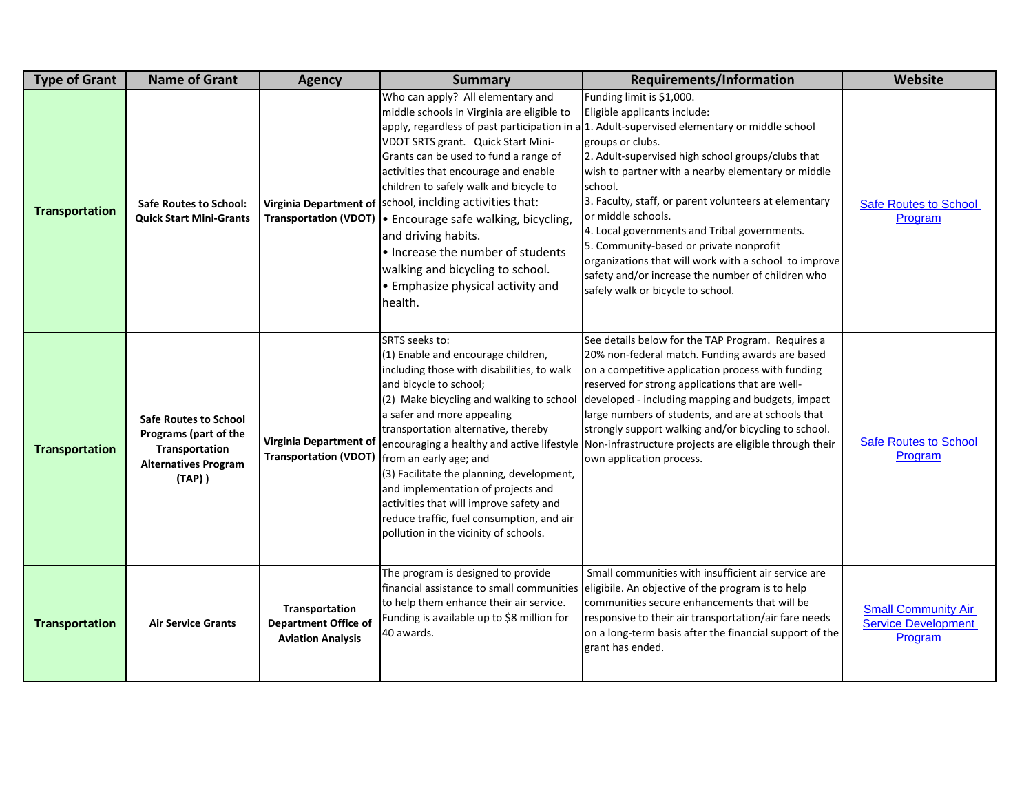| Type of Grant | Name of Grant | Agency | Summary | Requirements/Information | Website |
|---|---|---|---|---|---|
| **Transportation** | **Safe Routes to School: Quick Start Mini-Grants** | **Virginia Department of Transportation (VDOT)** | Who can apply? All elementary and middle schools in Virginia are eligible to apply, regardless of past participation in a VDOT SRTS grant. Quick Start Mini-Grants can be used to fund a range of activities that encourage and enable children to safely walk and bicycle to school, inclding activities that: • Encourage safe walking, bicycling, and driving habits. • Increase the number of students walking and bicycling to school. • Emphasize physical activity and health. | Funding limit is $1,000. Eligible applicants include: 1. Adult-supervised elementary or middle school groups or clubs. 2. Adult-supervised high school groups/clubs that wish to partner with a nearby elementary or middle school. 3. Faculty, staff, or parent volunteers at elementary or middle schools. 4. Local governments and Tribal governments. 5. Community-based or private nonprofit organizations that will work with a school to improve safety and/or increase the number of children who safely walk or bicycle to school. | Safe Routes to School Program |
| **Transportation** | **Safe Routes to School Programs (part of the Transportation Alternatives Program (TAP) )** | **Virginia Department of Transportation (VDOT)** | SRTS seeks to: (1) Enable and encourage children, including those with disabilities, to walk and bicycle to school; (2) Make bicycling and walking to school a safer and more appealing transportation alternative, thereby encouraging a healthy and active lifestyle from an early age; and (3) Facilitate the planning, development, and implementation of projects and activities that will improve safety and reduce traffic, fuel consumption, and air pollution in the vicinity of schools. | See details below for the TAP Program. Requires a 20% non-federal match. Funding awards are based on a competitive application process with funding reserved for strong applications that are well-developed - including mapping and budgets, impact large numbers of students, and are at schools that strongly support walking and/or bicycling to school. Non-infrastructure projects are eligible through their own application process. | Safe Routes to School Program |
| **Transportation** | **Air Service Grants** | **Transportation Department Office of Aviation Analysis** | The program is designed to provide financial assistance to small communities to help them enhance their air service. Funding is available up to $8 million for 40 awards. | Small communities with insufficient air service are eligibile. An objective of the program is to help communities secure enhancements that will be responsive to their air transportation/air fare needs on a long-term basis after the financial support of the grant has ended. | Small Community Air Service Development Program |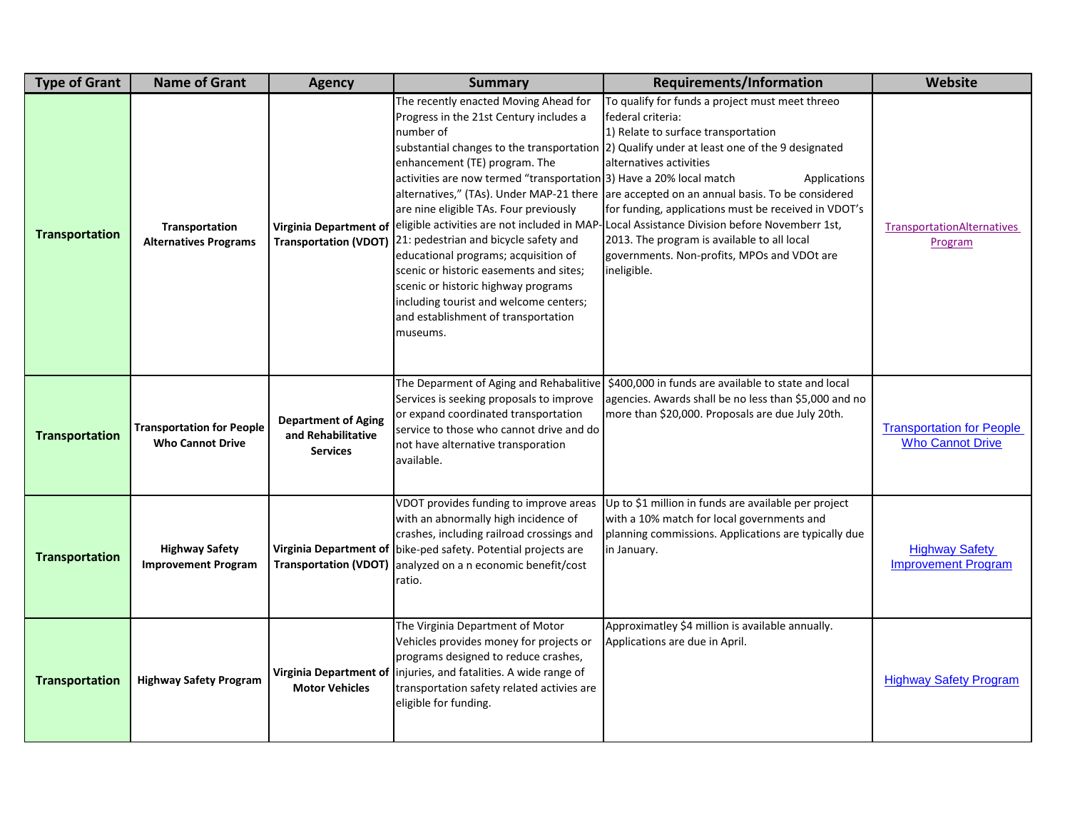| Type of Grant | Name of Grant | Agency | Summary | Requirements/Information | Website |
|---|---|---|---|---|---|
| **Transportation** | **Transportation Alternatives Programs** | **Virginia Department of Transportation (VDOT)** | The recently enacted Moving Ahead for Progress in the 21st Century includes a number of substantial changes to the transportation enhancement (TE) program. The activities are now termed "transportation alternatives," (TAs). Under MAP-21 there are nine eligible TAs. Four previously eligible activities are not included in MAP-21: pedestrian and bicycle safety and educational programs; acquisition of scenic or historic easements and sites; scenic or historic highway programs including tourist and welcome centers; and establishment of transportation museums. | To qualify for funds a project must meet threeo federal criteria: 1) Relate to surface transportation 2) Qualify under at least one of the 9 designated alternatives activities 3) Have a 20% local match Applications are accepted on an annual basis. To be considered for funding, applications must be received in VDOT's Local Assistance Division before Novemberr 1st, 2013. The program is available to all local governments. Non-profits, MPOs and VDOt are ineligible. | TransportationAlternatives Program |
| **Transportation** | **Transportation for People Who Cannot Drive** | **Department of Aging and Rehabilitative Services** | The Deparment of Aging and Rehabalitive Services is seeking proposals to improve or expand coordinated transportation service to those who cannot drive and do not have alternative transporation available. | $400,000 in funds are available to state and local agencies. Awards shall be no less than $5,000 and no more than $20,000. Proposals are due July 20th. | Transportation for People Who Cannot Drive |
| **Transportation** | **Highway Safety Improvement Program** | **Virginia Department of Transportation (VDOT)** | VDOT provides funding to improve areas with an abnormally high incidence of crashes, including railroad crossings and bike-ped safety. Potential projects are analyzed on a n economic benefit/cost ratio. | Up to $1 million in funds are available per project with a 10% match for local governments and planning commissions. Applications are typically due in January. | Highway Safety Improvement Program |
| **Transportation** | **Highway Safety Program** | **Virginia Department of Motor Vehicles** | The Virginia Department of Motor Vehicles provides money for projects or programs designed to reduce crashes, injuries, and fatalities. A wide range of transportation safety related activies are eligible for funding. | Approximatley $4 million is available annually. Applications are due in April. | Highway Safety Program |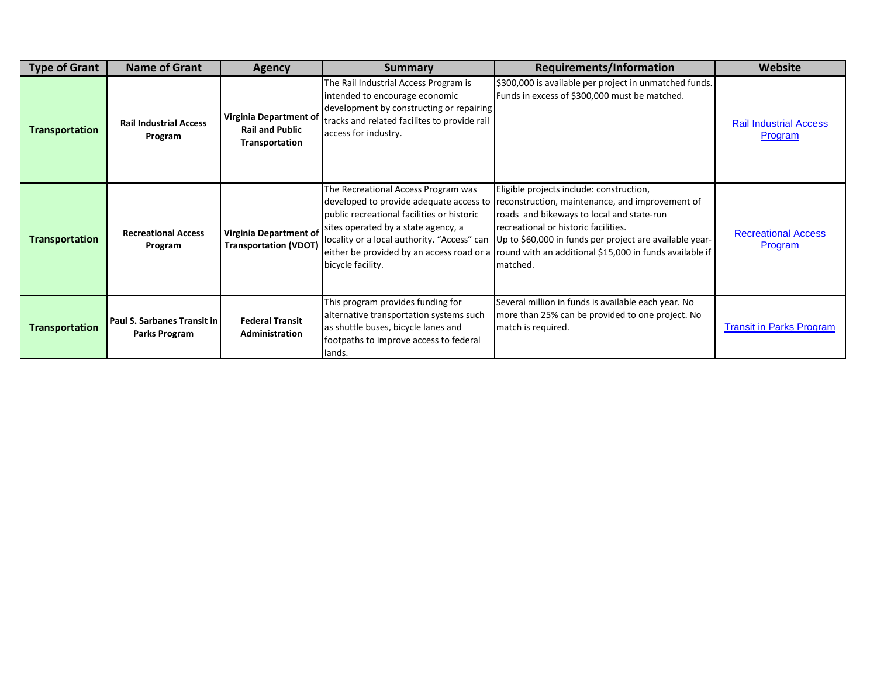| Type of Grant | Name of Grant | Agency | Summary | Requirements/Information | Website |
|---|---|---|---|---|---|
| **Transportation** | **Rail Industrial Access Program** | **Virginia Department of Rail and Public Transportation** | The Rail Industrial Access Program is intended to encourage economic development by constructing or repairing tracks and related facilites to provide rail access for industry. | $300,000 is available per project in unmatched funds. Funds in excess of $300,000 must be matched. | Rail Industrial Access Program |
| **Transportation** | **Recreational Access Program** | **Virginia Department of Transportation (VDOT)** | The Recreational Access Program was developed to provide adequate access to public recreational facilities or historic sites operated by a state agency, a locality or a local authority. "Access" can either be provided by an access road or a bicycle facility. | Eligible projects include: construction, reconstruction, maintenance, and improvement of roads and bikeways to local and state-run recreational or historic facilities. Up to $60,000 in funds per project are available year-round with an additional $15,000 in funds available if matched. | Recreational Access Program |
| **Transportation** | **Paul S. Sarbanes Transit in Parks Program** | **Federal Transit Administration** | This program provides funding for alternative transportation systems such as shuttle buses, bicycle lanes and footpaths to improve access to federal lands. | Several million in funds is available each year. No more than 25% can be provided to one project. No match is required. | Transit in Parks Program |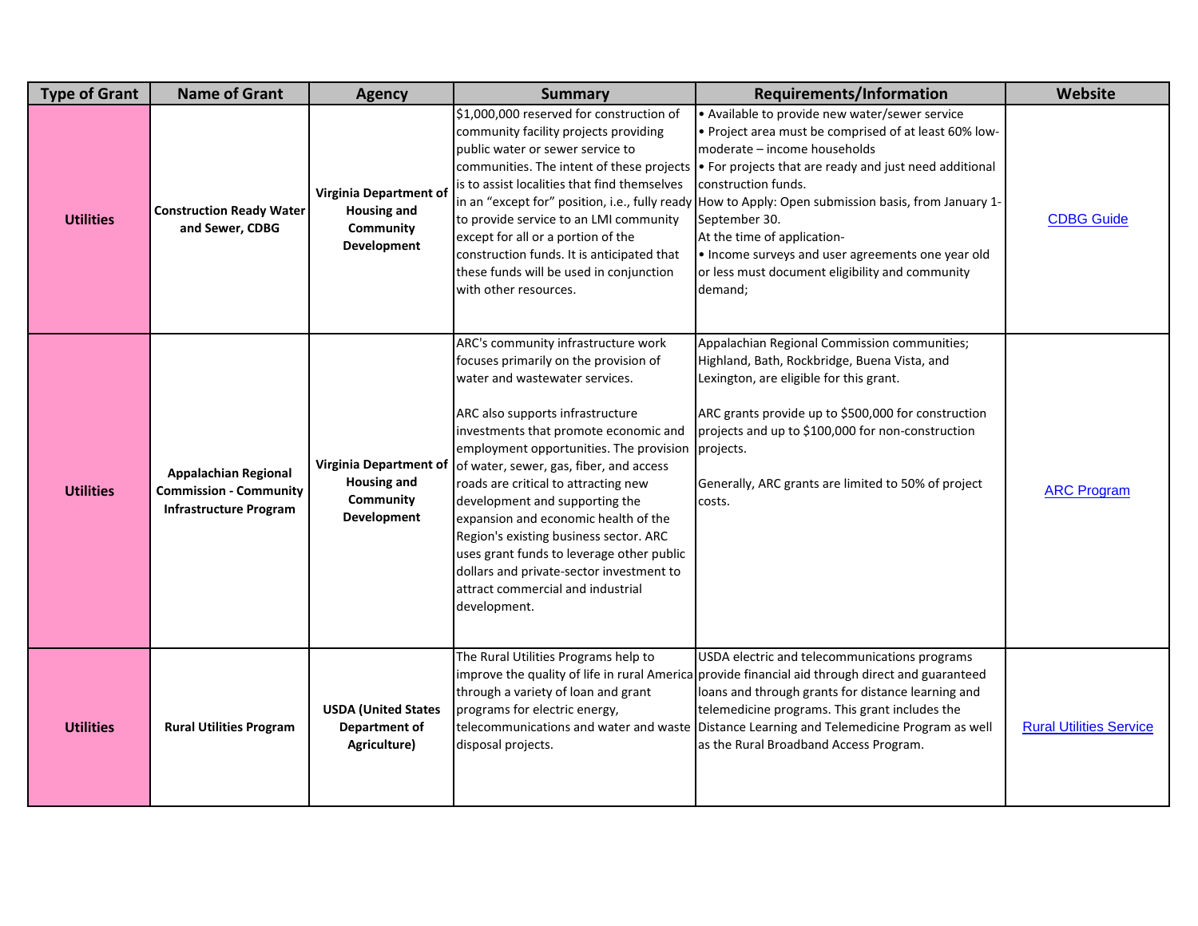| Type of Grant | Name of Grant | Agency | Summary | Requirements/Information | Website |
|---|---|---|---|---|---|
| **Utilities** | **Construction Ready Water and Sewer, CDBG** | **Virginia Department of Housing and Community Development** | $1,000,000 reserved for construction of community facility projects providing public water or sewer service to communities. The intent of these projects is to assist localities that find themselves in an "except for" position, i.e., fully ready to provide service to an LMI community except for all or a portion of the construction funds. It is anticipated that these funds will be used in conjunction with other resources. | • Available to provide new water/sewer service<br>• Project area must be comprised of at least 60% low-moderate – income households<br>• For projects that are ready and just need additional construction funds.<br>How to Apply: Open submission basis, from January 1-September 30.<br>At the time of application-<br>• Income surveys and user agreements one year old or less must document eligibility and community demand; | CDBG Guide |
| **Utilities** | **Appalachian Regional Commission - Community Infrastructure Program** | **Virginia Department of Housing and Community Development** | ARC's community infrastructure work focuses primarily on the provision of water and wastewater services.<br><br>ARC also supports infrastructure investments that promote economic and employment opportunities. The provision of water, sewer, gas, fiber, and access roads are critical to attracting new development and supporting the expansion and economic health of the Region's existing business sector. ARC uses grant funds to leverage other public dollars and private-sector investment to attract commercial and industrial development. | Appalachian Regional Commission communities; Highland, Bath, Rockbridge, Buena Vista, and Lexington, are eligible for this grant.<br><br>ARC grants provide up to $500,000 for construction projects and up to $100,000 for non-construction projects.<br><br>Generally, ARC grants are limited to 50% of project costs. | ARC Program |
| **Utilities** | **Rural Utilities Program** | **USDA (United States Department of Agriculture)** | The Rural Utilities Programs help to improve the quality of life in rural America through a variety of loan and grant programs for electric energy, telecommunications and water and waste disposal projects. | USDA electric and telecommunications programs provide financial aid through direct and guaranteed loans and through grants for distance learning and telemedicine programs. This grant includes the Distance Learning and Telemedicine Program as well as the Rural Broadband Access Program. | Rural Utilities Service |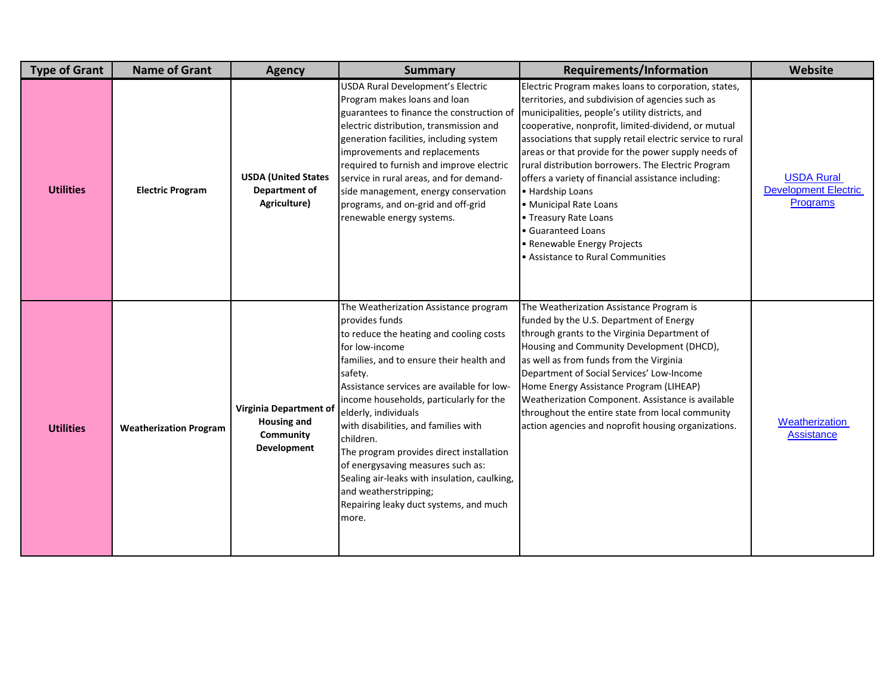| Type of Grant | Name of Grant | Agency | Summary | Requirements/Information | Website |
|---|---|---|---|---|---|
| **Utilities** | **Electric Program** | **USDA (United States Department of Agriculture)** | USDA Rural Development's Electric Program makes loans and loan guarantees to finance the construction of electric distribution, transmission and generation facilities, including system improvements and replacements required to furnish and improve electric service in rural areas, and for demand-side management, energy conservation programs, and on-grid and off-grid renewable energy systems. | Electric Program makes loans to corporation, states, territories, and subdivision of agencies such as municipalities, people's utility districts, and cooperative, nonprofit, limited-dividend, or mutual associations that supply retail electric service to rural areas or that provide for the power supply needs of rural distribution borrowers. The Electric Program offers a variety of financial assistance including: • Hardship Loans • Municipal Rate Loans • Treasury Rate Loans • Guaranteed Loans • Renewable Energy Projects • Assistance to Rural Communities | USDA Rural Development Electric Programs |
| **Utilities** | **Weatherization Program** | **Virginia Department of Housing and Community Development** | The Weatherization Assistance program provides funds to reduce the heating and cooling costs for low-income families, and to ensure their health and safety. Assistance services are available for low-income households, particularly for the elderly, individuals with disabilities, and families with children. The program provides direct installation of energysaving measures such as: Sealing air-leaks with insulation, caulking, and weatherstripping; Repairing leaky duct systems, and much more. | The Weatherization Assistance Program is funded by the U.S. Department of Energy through grants to the Virginia Department of Housing and Community Development (DHCD), as well as from funds from the Virginia Department of Social Services' Low-Income Home Energy Assistance Program (LIHEAP) Weatherization Component. Assistance is available throughout the entire state from local community action agencies and noprofit housing organizations. | Weatherization Assistance |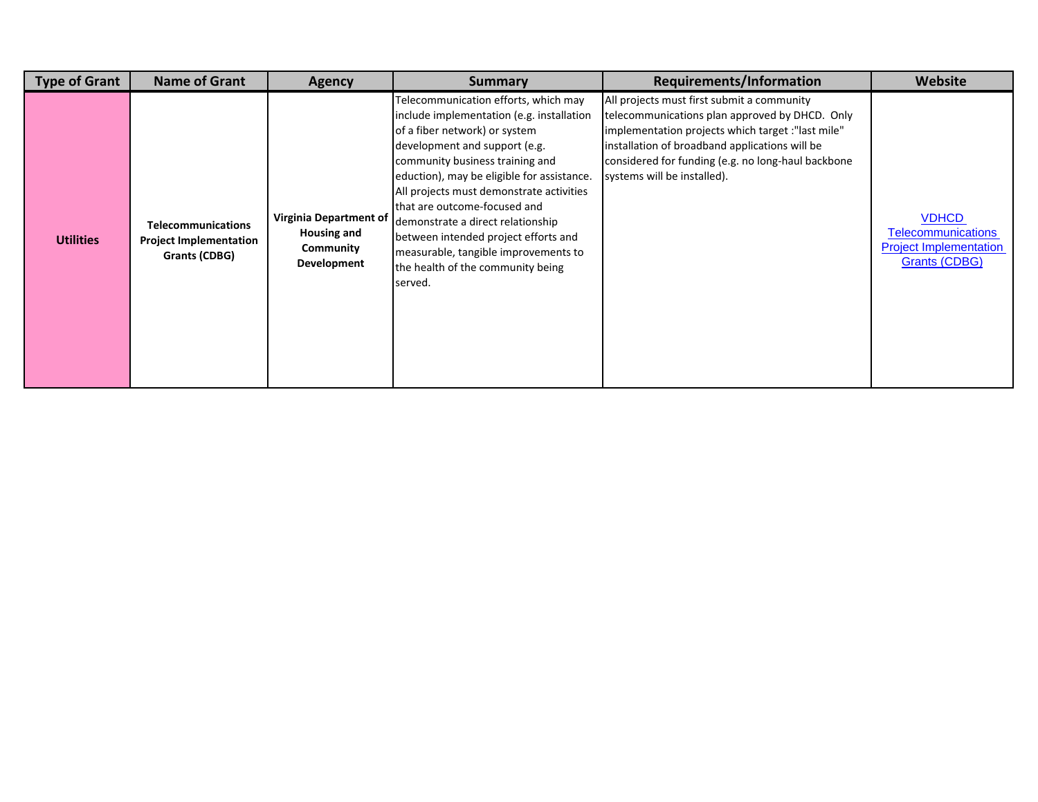| Type of Grant | Name of Grant | Agency | Summary | Requirements/Information | Website |
|---|---|---|---|---|---|
| **Utilities** | **Telecommunications Project Implementation Grants (CDBG)** | **Virginia Department of Housing and Community Development** | Telecommunication efforts, which may include implementation (e.g. installation of a fiber network) or system development and support (e.g. community business training and eduction), may be eligible for assistance. All projects must demonstrate activities that are outcome-focused and demonstrate a direct relationship between intended project efforts and measurable, tangible improvements to the health of the community being served. | All projects must first submit a community telecommunications plan approved by DHCD. Only implementation projects which target :"last mile" installation of broadband applications will be considered for funding (e.g. no long-haul backbone systems will be installed). | VDHCD Telecommunications Project Implementation Grants (CDBG) |